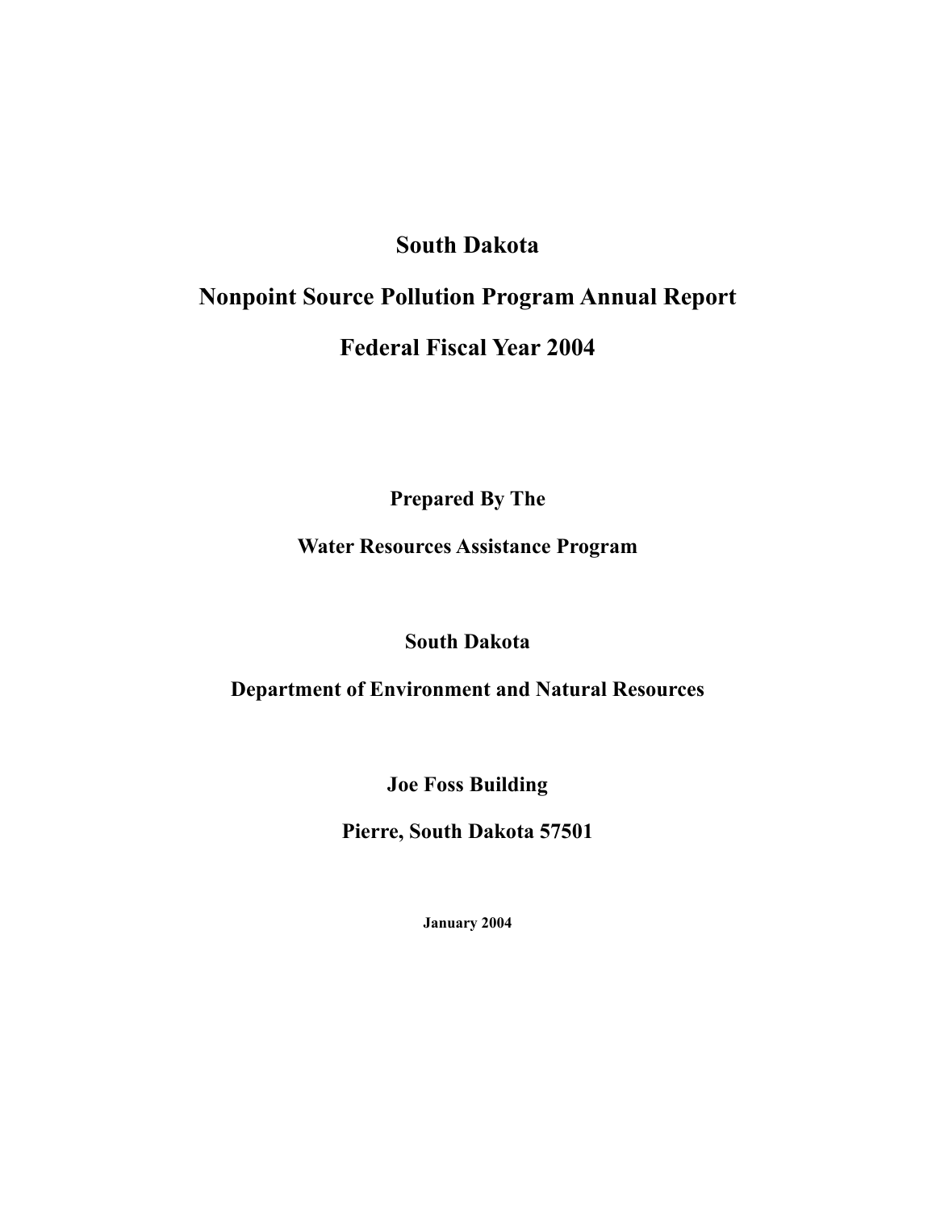# South Dakota

# Nonpoint Source Pollution Program Annual Report

# Federal Fiscal Year 2004

**Prepared By The**

**Water Resources Assistance Program**

**South Dakota**

**Department of Environment and Natural Resources**

**Joe Foss Building**

**Pierre, South Dakota 57501**

**January 2004**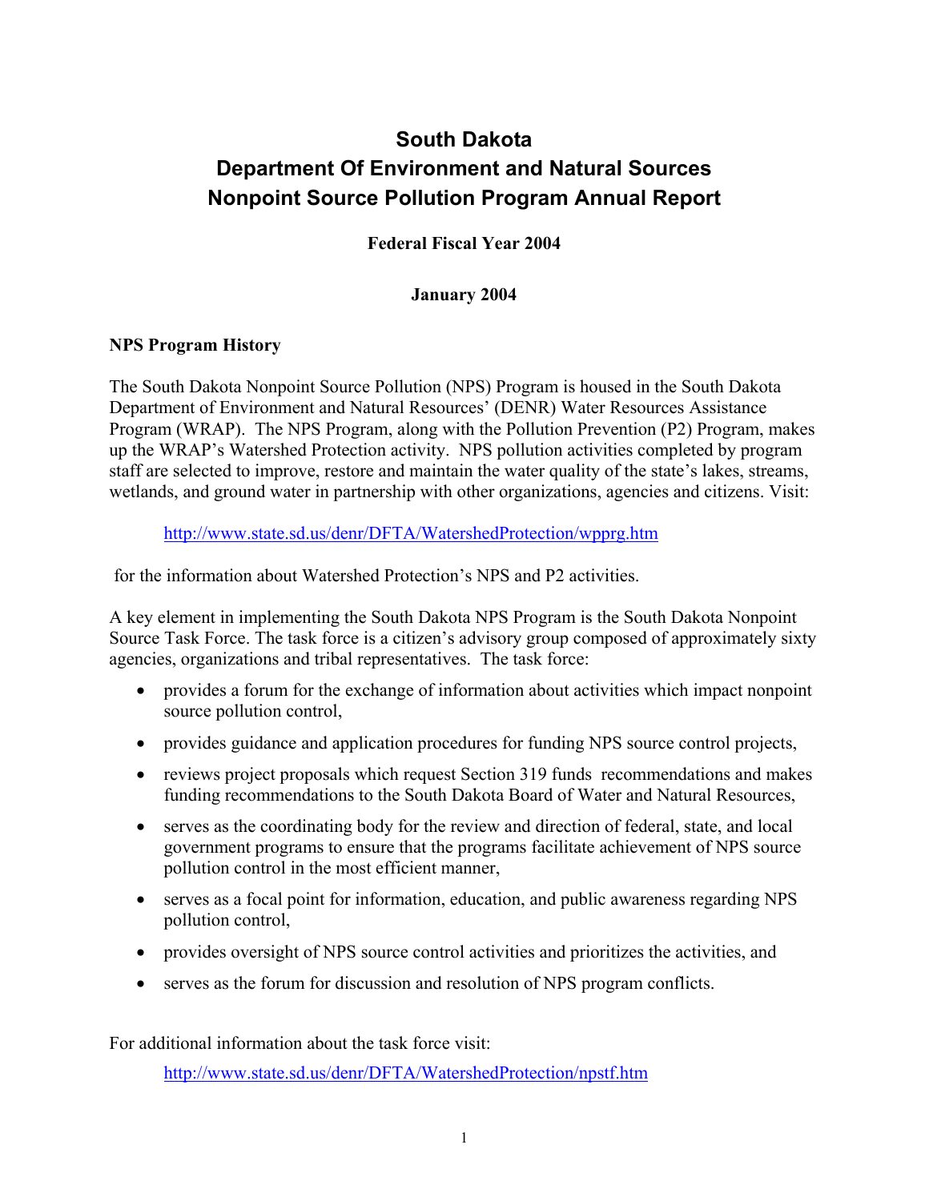# South Dakota
# Department Of Environment and Natural Sources
# Nonpoint Source Pollution Program Annual Report

**Federal Fiscal Year 2004**

**January 2004**

## NPS Program History

The South Dakota Nonpoint Source Pollution (NPS) Program is housed in the South Dakota Department of Environment and Natural Resources' (DENR) Water Resources Assistance Program (WRAP). The NPS Program, along with the Pollution Prevention (P2) Program, makes up the WRAP's Watershed Protection activity. NPS pollution activities completed by program staff are selected to improve, restore and maintain the water quality of the state's lakes, streams, wetlands, and ground water in partnership with other organizations, agencies and citizens. Visit:

http://www.state.sd.us/denr/DFTA/WatershedProtection/wpprg.htm

for the information about Watershed Protection's NPS and P2 activities.

A key element in implementing the South Dakota NPS Program is the South Dakota Nonpoint Source Task Force. The task force is a citizen's advisory group composed of approximately sixty agencies, organizations and tribal representatives. The task force:

- provides a forum for the exchange of information about activities which impact nonpoint source pollution control,
- provides guidance and application procedures for funding NPS source control projects,
- reviews project proposals which request Section 319 funds recommendations and makes funding recommendations to the South Dakota Board of Water and Natural Resources,
- serves as the coordinating body for the review and direction of federal, state, and local government programs to ensure that the programs facilitate achievement of NPS source pollution control in the most efficient manner,
- serves as a focal point for information, education, and public awareness regarding NPS pollution control,
- provides oversight of NPS source control activities and prioritizes the activities, and
- serves as the forum for discussion and resolution of NPS program conflicts.

For additional information about the task force visit:

http://www.state.sd.us/denr/DFTA/WatershedProtection/npstf.htm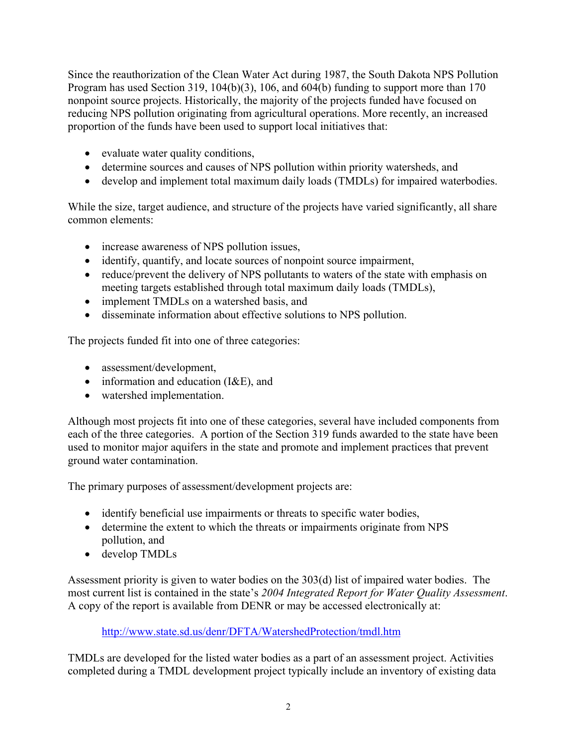Since the reauthorization of the Clean Water Act during 1987, the South Dakota NPS Pollution Program has used Section 319, 104(b)(3), 106, and 604(b) funding to support more than 170 nonpoint source projects. Historically, the majority of the projects funded have focused on reducing NPS pollution originating from agricultural operations. More recently, an increased proportion of the funds have been used to support local initiatives that:

- evaluate water quality conditions,
- determine sources and causes of NPS pollution within priority watersheds, and
- develop and implement total maximum daily loads (TMDLs) for impaired waterbodies.

While the size, target audience, and structure of the projects have varied significantly, all share common elements:

- increase awareness of NPS pollution issues,
- identify, quantify, and locate sources of nonpoint source impairment,
- reduce/prevent the delivery of NPS pollutants to waters of the state with emphasis on meeting targets established through total maximum daily loads (TMDLs),
- implement TMDLs on a watershed basis, and
- disseminate information about effective solutions to NPS pollution.

The projects funded fit into one of three categories:

- assessment/development,
- information and education (I&E), and
- watershed implementation.

Although most projects fit into one of these categories, several have included components from each of the three categories. A portion of the Section 319 funds awarded to the state have been used to monitor major aquifers in the state and promote and implement practices that prevent ground water contamination.

The primary purposes of assessment/development projects are:

- identify beneficial use impairments or threats to specific water bodies,
- determine the extent to which the threats or impairments originate from NPS pollution, and
- develop TMDLs

Assessment priority is given to water bodies on the 303(d) list of impaired water bodies. The most current list is contained in the state's *2004 Integrated Report for Water Quality Assessment*. A copy of the report is available from DENR or may be accessed electronically at:

http://www.state.sd.us/denr/DFTA/WatershedProtection/tmdl.htm

TMDLs are developed for the listed water bodies as a part of an assessment project. Activities completed during a TMDL development project typically include an inventory of existing data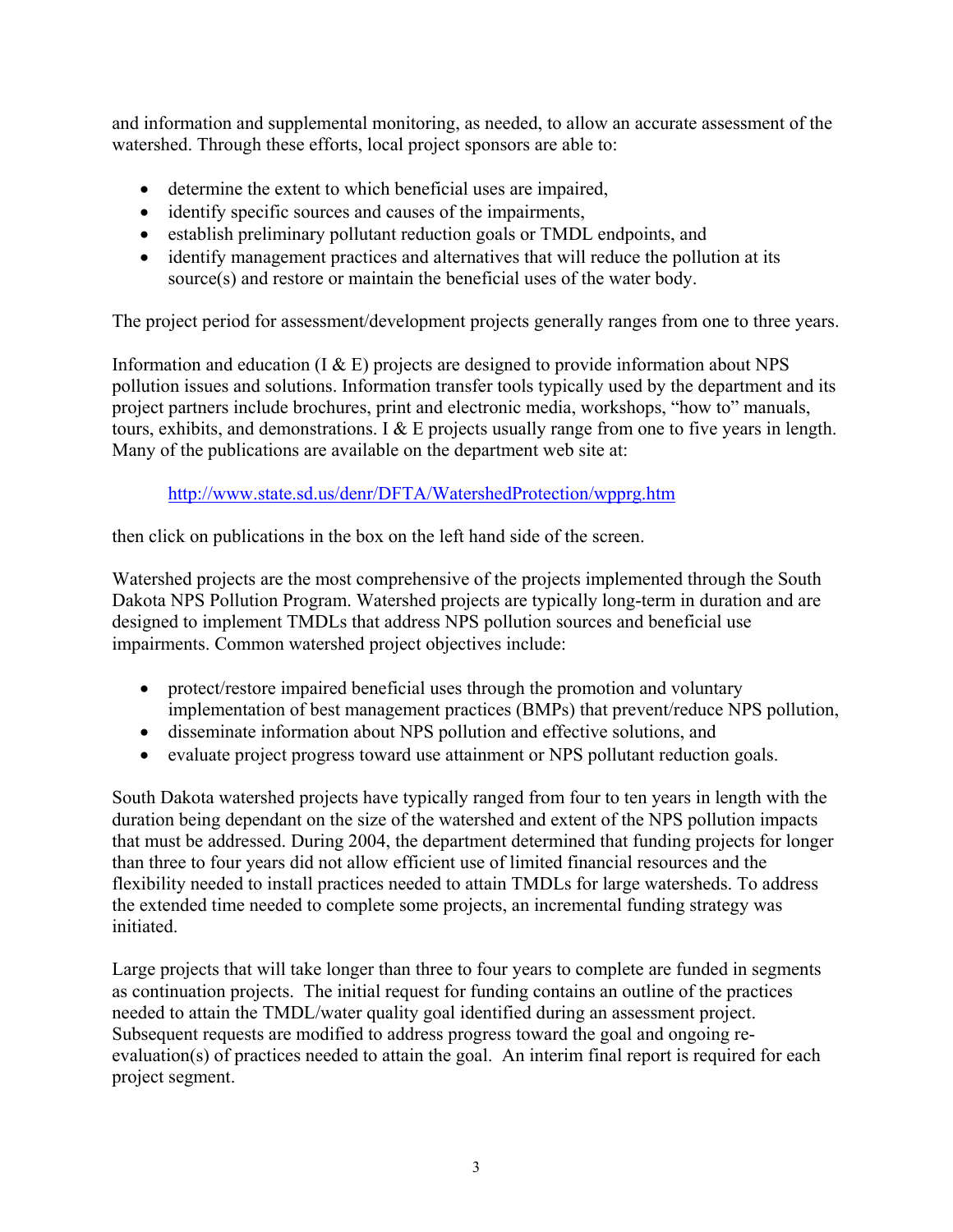and information and supplemental monitoring, as needed, to allow an accurate assessment of the watershed. Through these efforts, local project sponsors are able to:

- determine the extent to which beneficial uses are impaired,
- identify specific sources and causes of the impairments,
- establish preliminary pollutant reduction goals or TMDL endpoints, and
- identify management practices and alternatives that will reduce the pollution at its source(s) and restore or maintain the beneficial uses of the water body.

The project period for assessment/development projects generally ranges from one to three years.

Information and education (I & E) projects are designed to provide information about NPS pollution issues and solutions. Information transfer tools typically used by the department and its project partners include brochures, print and electronic media, workshops, "how to" manuals, tours, exhibits, and demonstrations. I & E projects usually range from one to five years in length. Many of the publications are available on the department web site at:

http://www.state.sd.us/denr/DFTA/WatershedProtection/wpprg.htm

then click on publications in the box on the left hand side of the screen.

Watershed projects are the most comprehensive of the projects implemented through the South Dakota NPS Pollution Program. Watershed projects are typically long-term in duration and are designed to implement TMDLs that address NPS pollution sources and beneficial use impairments. Common watershed project objectives include:

- protect/restore impaired beneficial uses through the promotion and voluntary implementation of best management practices (BMPs) that prevent/reduce NPS pollution,
- disseminate information about NPS pollution and effective solutions, and
- evaluate project progress toward use attainment or NPS pollutant reduction goals.

South Dakota watershed projects have typically ranged from four to ten years in length with the duration being dependant on the size of the watershed and extent of the NPS pollution impacts that must be addressed. During 2004, the department determined that funding projects for longer than three to four years did not allow efficient use of limited financial resources and the flexibility needed to install practices needed to attain TMDLs for large watersheds. To address the extended time needed to complete some projects, an incremental funding strategy was initiated.

Large projects that will take longer than three to four years to complete are funded in segments as continuation projects. The initial request for funding contains an outline of the practices needed to attain the TMDL/water quality goal identified during an assessment project. Subsequent requests are modified to address progress toward the goal and ongoing re-evaluation(s) of practices needed to attain the goal. An interim final report is required for each project segment.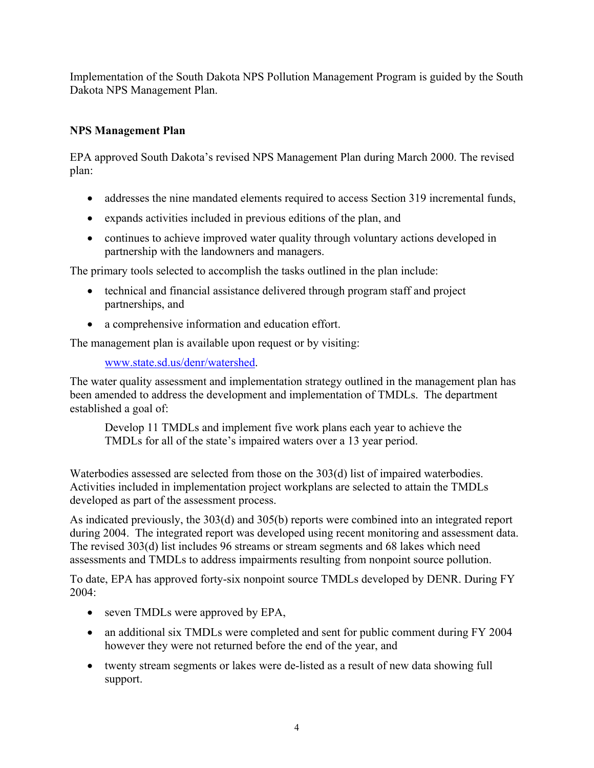Implementation of the South Dakota NPS Pollution Management Program is guided by the South Dakota NPS Management Plan.

**NPS Management Plan**

EPA approved South Dakota's revised NPS Management Plan during March 2000. The revised plan:

- addresses the nine mandated elements required to access Section 319 incremental funds,
- expands activities included in previous editions of the plan, and
- continues to achieve improved water quality through voluntary actions developed in partnership with the landowners and managers.

The primary tools selected to accomplish the tasks outlined in the plan include:

- technical and financial assistance delivered through program staff and project partnerships, and
- a comprehensive information and education effort.

The management plan is available upon request or by visiting:

> www.state.sd.us/denr/watershed.

The water quality assessment and implementation strategy outlined in the management plan has been amended to address the development and implementation of TMDLs. The department established a goal of:

> Develop 11 TMDLs and implement five work plans each year to achieve the TMDLs for all of the state's impaired waters over a 13 year period.

Waterbodies assessed are selected from those on the 303(d) list of impaired waterbodies. Activities included in implementation project workplans are selected to attain the TMDLs developed as part of the assessment process.

As indicated previously, the 303(d) and 305(b) reports were combined into an integrated report during 2004. The integrated report was developed using recent monitoring and assessment data. The revised 303(d) list includes 96 streams or stream segments and 68 lakes which need assessments and TMDLs to address impairments resulting from nonpoint source pollution.

To date, EPA has approved forty-six nonpoint source TMDLs developed by DENR. During FY 2004:

- seven TMDLs were approved by EPA,
- an additional six TMDLs were completed and sent for public comment during FY 2004 however they were not returned before the end of the year, and
- twenty stream segments or lakes were de-listed as a result of new data showing full support.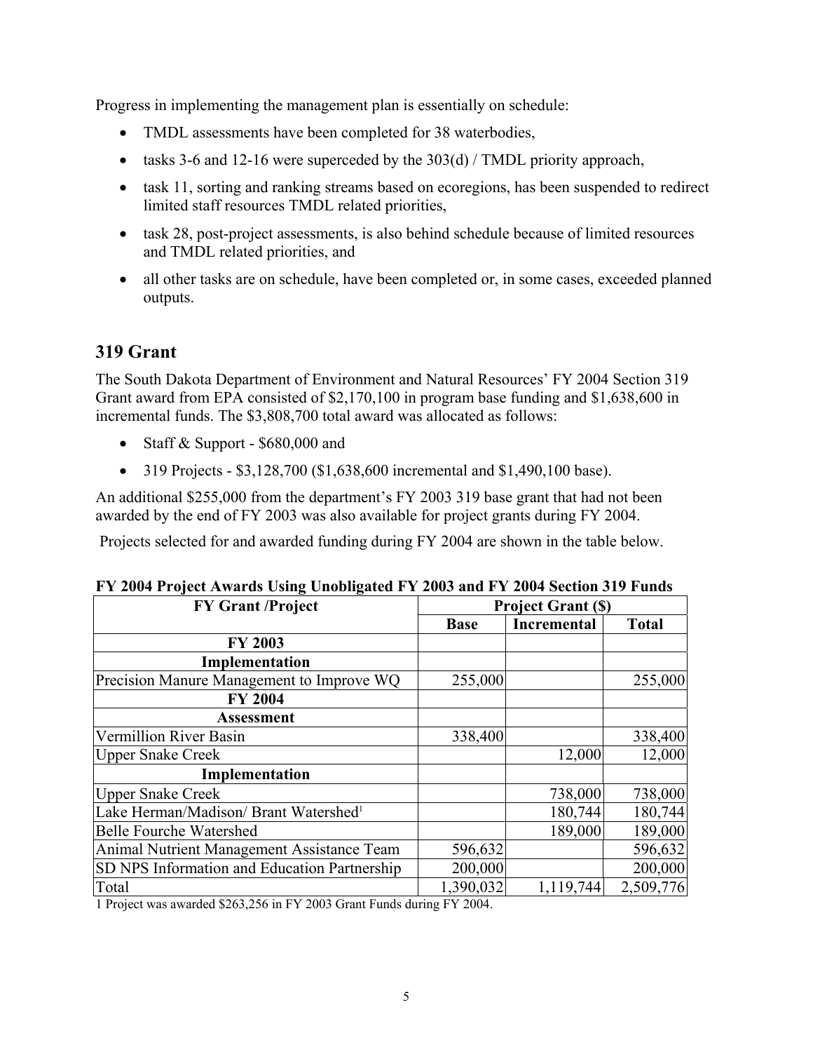Progress in implementing the management plan is essentially on schedule:

- TMDL assessments have been completed for 38 waterbodies,
- tasks 3-6 and 12-16 were superceded by the 303(d) / TMDL priority approach,
- task 11, sorting and ranking streams based on ecoregions, has been suspended to redirect limited staff resources TMDL related priorities,
- task 28, post-project assessments, is also behind schedule because of limited resources and TMDL related priorities, and
- all other tasks are on schedule, have been completed or, in some cases, exceeded planned outputs.

## 319 Grant

The South Dakota Department of Environment and Natural Resources' FY 2004 Section 319 Grant award from EPA consisted of $2,170,100 in program base funding and $1,638,600 in incremental funds. The $3,808,700 total award was allocated as follows:

- Staff & Support - $680,000 and
- 319 Projects - $3,128,700 ($1,638,600 incremental and $1,490,100 base).

An additional $255,000 from the department's FY 2003 319 base grant that had not been awarded by the end of FY 2003 was also available for project grants during FY 2004.

Projects selected for and awarded funding during FY 2004 are shown in the table below.

**FY 2004 Project Awards Using Unobligated FY 2003 and FY 2004 Section 319 Funds**

| FY Grant /Project | Project Grant ($) | | |
|---|---|---|---|
| | Base | Incremental | Total |
| **FY 2003** | | | |
| **Implementation** | | | |
| Precision Manure Management to Improve WQ | 255,000 | | 255,000 |
| **FY 2004** | | | |
| **Assessment** | | | |
| Vermillion River Basin | 338,400 | | 338,400 |
| Upper Snake Creek | | 12,000 | 12,000 |
| **Implementation** | | | |
| Upper Snake Creek | | 738,000 | 738,000 |
| Lake Herman/Madison/ Brant Watershed[1] | | 180,744 | 180,744 |
| Belle Fourche Watershed | | 189,000 | 189,000 |
| Animal Nutrient Management Assistance Team | 596,632 | | 596,632 |
| SD NPS Information and Education Partnership | 200,000 | | 200,000 |
| Total | 1,390,032 | 1,119,744 | 2,509,776 |

1 Project was awarded $263,256 in FY 2003 Grant Funds during FY 2004.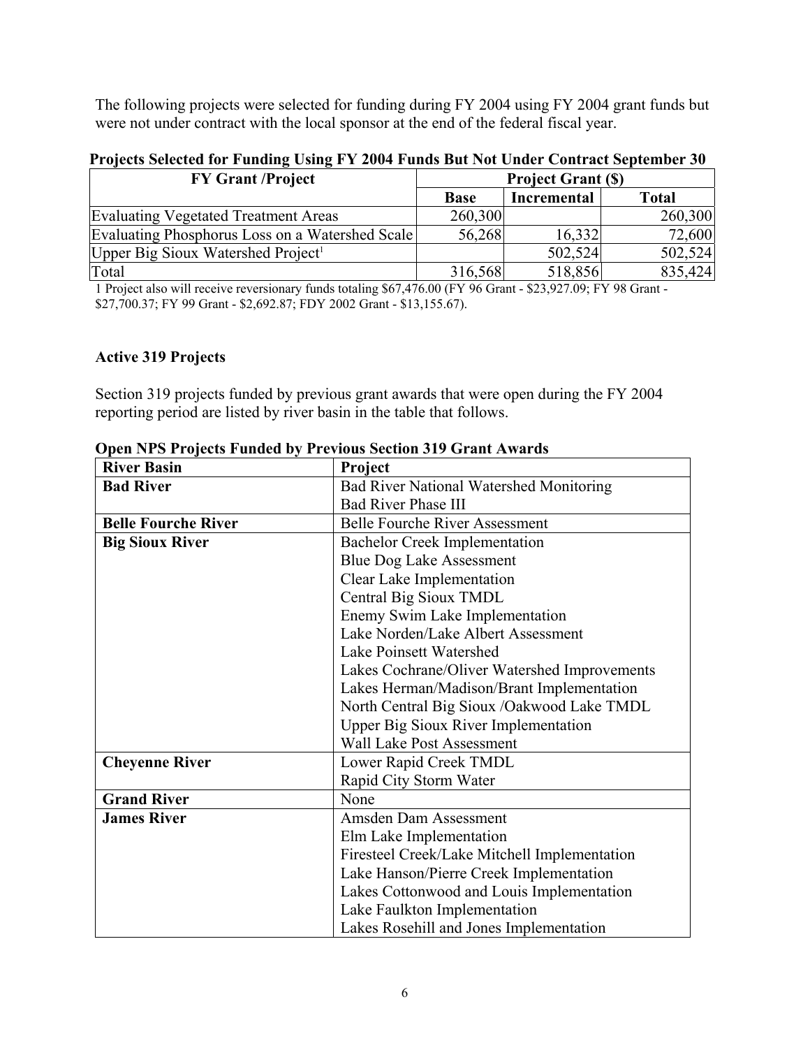The following projects were selected for funding during FY 2004 using FY 2004 grant funds but were not under contract with the local sponsor at the end of the federal fiscal year.

**Projects Selected for Funding Using FY 2004 Funds But Not Under Contract September 30**

| FY Grant /Project | Project Grant ($) | | |
|---|---|---|---|
| | Base | Incremental | Total |
| Evaluating Vegetated Treatment Areas | 260,300 | | 260,300 |
| Evaluating Phosphorus Loss on a Watershed Scale | 56,268 | 16,332 | 72,600 |
| Upper Big Sioux Watershed Project[1] | | 502,524 | 502,524 |
| Total | 316,568 | 518,856 | 835,424 |

1 Project also will receive reversionary funds totaling $67,476.00 (FY 96 Grant - $23,927.09; FY 98 Grant - $27,700.37; FY 99 Grant - $2,692.87; FDY 2002 Grant - $13,155.67).

### Active 319 Projects

Section 319 projects funded by previous grant awards that were open during the FY 2004 reporting period are listed by river basin in the table that follows.

**Open NPS Projects Funded by Previous Section 319 Grant Awards**

| River Basin | Project |
|---|---|
| **Bad River** | Bad River National Watershed Monitoring |
| | Bad River Phase III |
| **Belle Fourche River** | Belle Fourche River Assessment |
| **Big Sioux River** | Bachelor Creek Implementation |
| | Blue Dog Lake Assessment |
| | Clear Lake Implementation |
| | Central Big Sioux TMDL |
| | Enemy Swim Lake Implementation |
| | Lake Norden/Lake Albert Assessment |
| | Lake Poinsett Watershed |
| | Lakes Cochrane/Oliver Watershed Improvements |
| | Lakes Herman/Madison/Brant Implementation |
| | North Central Big Sioux /Oakwood Lake TMDL |
| | Upper Big Sioux River Implementation |
| | Wall Lake Post Assessment |
| **Cheyenne River** | Lower Rapid Creek TMDL |
| | Rapid City Storm Water |
| **Grand River** | None |
| **James River** | Amsden Dam Assessment |
| | Elm Lake Implementation |
| | Firesteel Creek/Lake Mitchell Implementation |
| | Lake Hanson/Pierre Creek Implementation |
| | Lakes Cottonwood and Louis Implementation |
| | Lake Faulkton Implementation |
| | Lakes Rosehill and Jones Implementation |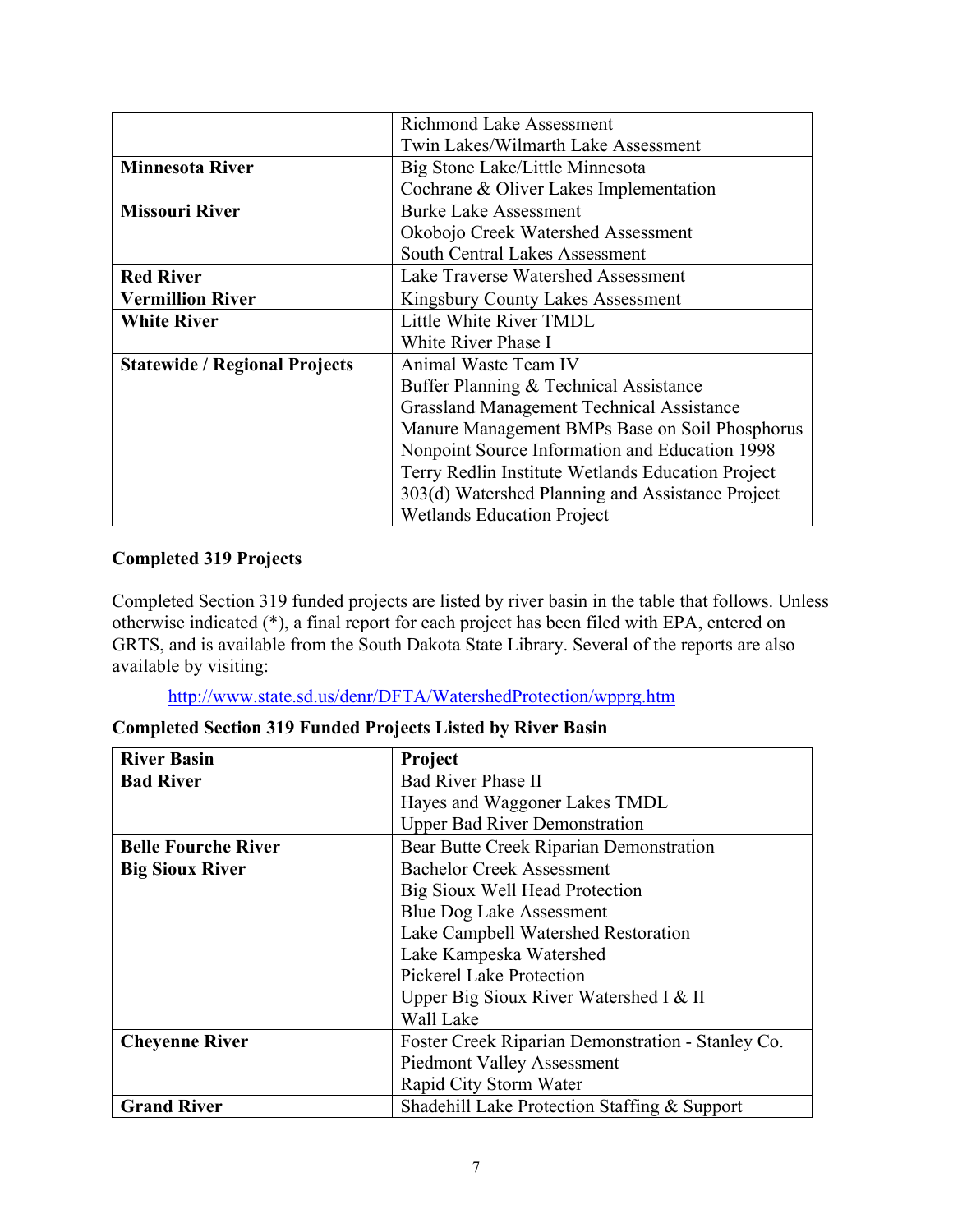| | |
|---|---|
| | Richmond Lake Assessment<br>Twin Lakes/Wilmarth Lake Assessment |
| **Minnesota River** | Big Stone Lake/Little Minnesota<br>Cochrane & Oliver Lakes Implementation |
| **Missouri River** | Burke Lake Assessment<br>Okobojo Creek Watershed Assessment<br>South Central Lakes Assessment |
| **Red River** | Lake Traverse Watershed Assessment |
| **Vermillion River** | Kingsbury County Lakes Assessment |
| **White River** | Little White River TMDL<br>White River Phase I |
| **Statewide / Regional Projects** | Animal Waste Team IV<br>Buffer Planning & Technical Assistance<br>Grassland Management Technical Assistance<br>Manure Management BMPs Base on Soil Phosphorus<br>Nonpoint Source Information and Education 1998<br>Terry Redlin Institute Wetlands Education Project<br>303(d) Watershed Planning and Assistance Project<br>Wetlands Education Project |

**Completed 319 Projects**

Completed Section 319 funded projects are listed by river basin in the table that follows. Unless otherwise indicated (*), a final report for each project has been filed with EPA, entered on GRTS, and is available from the South Dakota State Library. Several of the reports are also available by visiting:

http://www.state.sd.us/denr/DFTA/WatershedProtection/wpprg.htm

**Completed Section 319 Funded Projects Listed by River Basin**

| River Basin | Project |
|---|---|
| **Bad River** | Bad River Phase II<br>Hayes and Waggoner Lakes TMDL<br>Upper Bad River Demonstration |
| **Belle Fourche River** | Bear Butte Creek Riparian Demonstration |
| **Big Sioux River** | Bachelor Creek Assessment<br>Big Sioux Well Head Protection<br>Blue Dog Lake Assessment<br>Lake Campbell Watershed Restoration<br>Lake Kampeska Watershed<br>Pickerel Lake Protection<br>Upper Big Sioux River Watershed I & II<br>Wall Lake |
| **Cheyenne River** | Foster Creek Riparian Demonstration - Stanley Co.<br>Piedmont Valley Assessment<br>Rapid City Storm Water |
| **Grand River** | Shadehill Lake Protection Staffing & Support |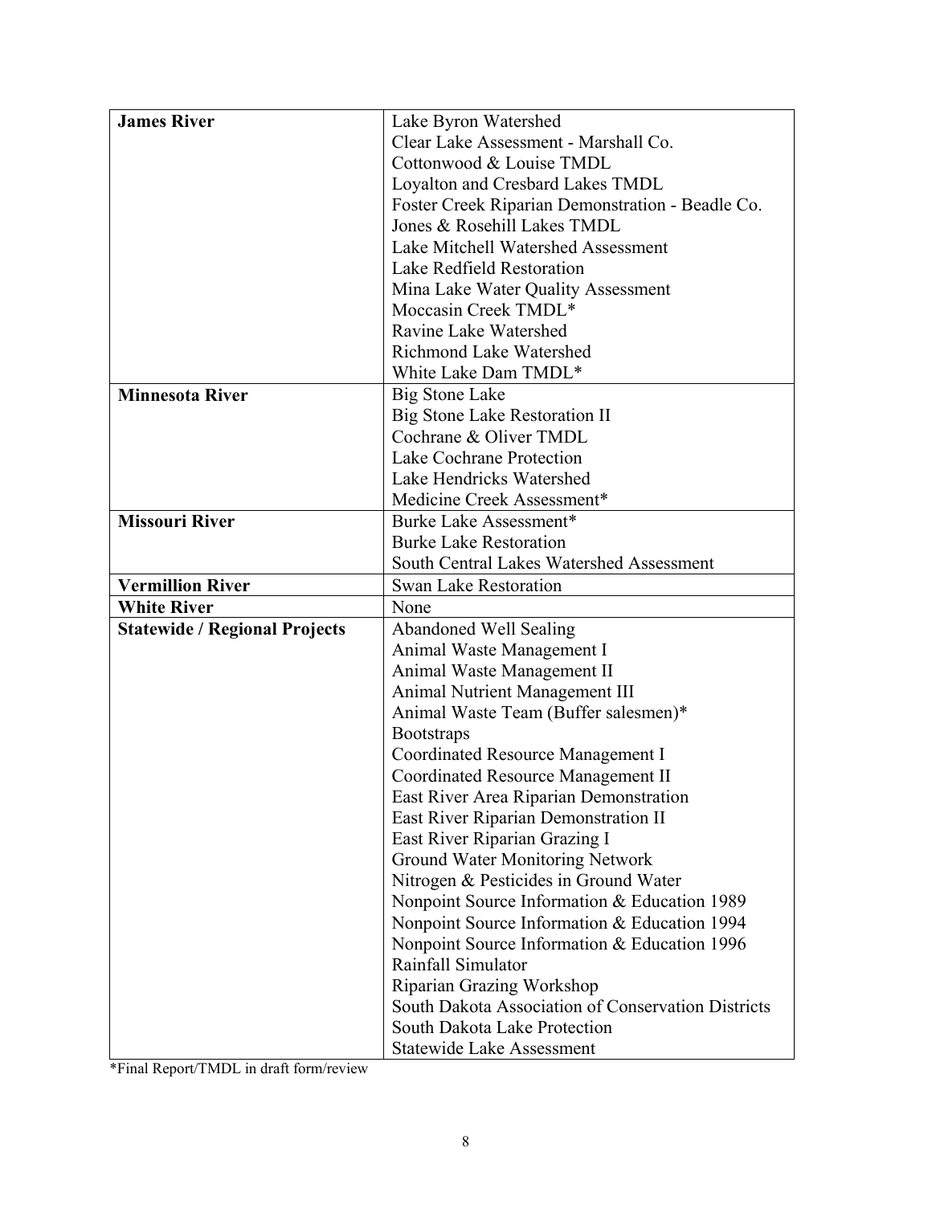| | |
|---|---|
| **James River** | Lake Byron Watershed<br>Clear Lake Assessment - Marshall Co.<br>Cottonwood & Louise TMDL<br>Loyalton and Cresbard Lakes TMDL<br>Foster Creek Riparian Demonstration - Beadle Co.<br>Jones & Rosehill Lakes TMDL<br>Lake Mitchell Watershed Assessment<br>Lake Redfield Restoration<br>Mina Lake Water Quality Assessment<br>Moccasin Creek TMDL*<br>Ravine Lake Watershed<br>Richmond Lake Watershed<br>White Lake Dam TMDL* |
| **Minnesota River** | Big Stone Lake<br>Big Stone Lake Restoration II<br>Cochrane & Oliver TMDL<br>Lake Cochrane Protection<br>Lake Hendricks Watershed<br>Medicine Creek Assessment* |
| **Missouri River** | Burke Lake Assessment*<br>Burke Lake Restoration<br>South Central Lakes Watershed Assessment |
| **Vermillion River** | Swan Lake Restoration |
| **White River** | None |
| **Statewide / Regional Projects** | Abandoned Well Sealing<br>Animal Waste Management I<br>Animal Waste Management II<br>Animal Nutrient Management III<br>Animal Waste Team (Buffer salesmen)*<br>Bootstraps<br>Coordinated Resource Management I<br>Coordinated Resource Management II<br>East River Area Riparian Demonstration<br>East River Riparian Demonstration II<br>East River Riparian Grazing I<br>Ground Water Monitoring Network<br>Nitrogen & Pesticides in Ground Water<br>Nonpoint Source Information & Education 1989<br>Nonpoint Source Information & Education 1994<br>Nonpoint Source Information & Education 1996<br>Rainfall Simulator<br>Riparian Grazing Workshop<br>South Dakota Association of Conservation Districts<br>South Dakota Lake Protection<br>Statewide Lake Assessment |

*Final Report/TMDL in draft form/review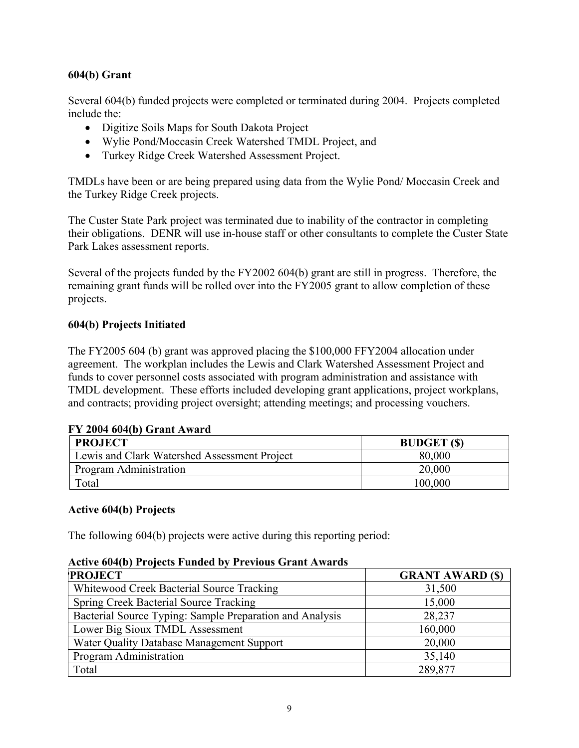### 604(b) Grant

Several 604(b) funded projects were completed or terminated during 2004. Projects completed include the:

- Digitize Soils Maps for South Dakota Project
- Wylie Pond/Moccasin Creek Watershed TMDL Project, and
- Turkey Ridge Creek Watershed Assessment Project.

TMDLs have been or are being prepared using data from the Wylie Pond/ Moccasin Creek and the Turkey Ridge Creek projects.

The Custer State Park project was terminated due to inability of the contractor in completing their obligations. DENR will use in-house staff or other consultants to complete the Custer State Park Lakes assessment reports.

Several of the projects funded by the FY2002 604(b) grant are still in progress. Therefore, the remaining grant funds will be rolled over into the FY2005 grant to allow completion of these projects.

### 604(b) Projects Initiated

The FY2005 604 (b) grant was approved placing the $100,000 FFY2004 allocation under agreement. The workplan includes the Lewis and Clark Watershed Assessment Project and funds to cover personnel costs associated with program administration and assistance with TMDL development. These efforts included developing grant applications, project workplans, and contracts; providing project oversight; attending meetings; and processing vouchers.

**FY 2004 604(b) Grant Award**

| PROJECT | BUDGET ($) |
|---|---|
| Lewis and Clark Watershed Assessment Project | 80,000 |
| Program Administration | 20,000 |
| Total | 100,000 |

### Active 604(b) Projects

The following 604(b) projects were active during this reporting period:

**Active 604(b) Projects Funded by Previous Grant Awards**

| PROJECT | GRANT AWARD ($) |
|---|---|
| Whitewood Creek Bacterial Source Tracking | 31,500 |
| Spring Creek Bacterial Source Tracking | 15,000 |
| Bacterial Source Typing: Sample Preparation and Analysis | 28,237 |
| Lower Big Sioux TMDL Assessment | 160,000 |
| Water Quality Database Management Support | 20,000 |
| Program Administration | 35,140 |
| Total | 289,877 |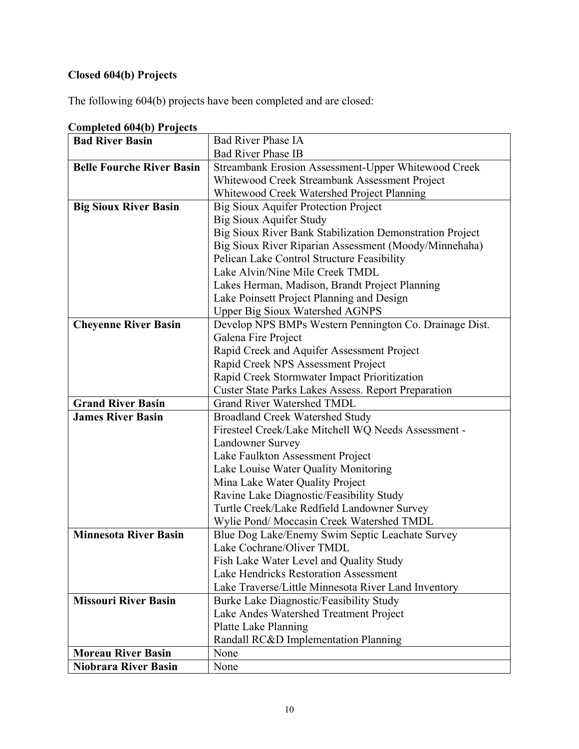**Closed 604(b) Projects**

The following 604(b) projects have been completed and are closed:

**Completed 604(b) Projects**

| **Bad River Basin** | Bad River Phase IA<br>Bad River Phase IB |
|---|---|
| **Belle Fourche River Basin** | Streambank Erosion Assessment-Upper Whitewood Creek<br>Whitewood Creek Streambank Assessment Project<br>Whitewood Creek Watershed Project Planning |
| **Big Sioux River Basin** | Big Sioux Aquifer Protection Project<br>Big Sioux Aquifer Study<br>Big Sioux River Bank Stabilization Demonstration Project<br>Big Sioux River Riparian Assessment (Moody/Minnehaha)<br>Pelican Lake Control Structure Feasibility<br>Lake Alvin/Nine Mile Creek TMDL<br>Lakes Herman, Madison, Brandt Project Planning<br>Lake Poinsett Project Planning and Design<br>Upper Big Sioux Watershed AGNPS |
| **Cheyenne River Basin** | Develop NPS BMPs Western Pennington Co. Drainage Dist.<br>Galena Fire Project<br>Rapid Creek and Aquifer Assessment Project<br>Rapid Creek NPS Assessment Project<br>Rapid Creek Stormwater Impact Prioritization<br>Custer State Parks Lakes Assess. Report Preparation |
| **Grand River Basin** | Grand River Watershed TMDL |
| **James River Basin** | Broadland Creek Watershed Study<br>Firesteel Creek/Lake Mitchell WQ Needs Assessment - Landowner Survey<br>Lake Faulkton Assessment Project<br>Lake Louise Water Quality Monitoring<br>Mina Lake Water Quality Project<br>Ravine Lake Diagnostic/Feasibility Study<br>Turtle Creek/Lake Redfield Landowner Survey<br>Wylie Pond/ Moccasin Creek Watershed TMDL |
| **Minnesota River Basin** | Blue Dog Lake/Enemy Swim Septic Leachate Survey<br>Lake Cochrane/Oliver TMDL<br>Fish Lake Water Level and Quality Study<br>Lake Hendricks Restoration Assessment<br>Lake Traverse/Little Minnesota River Land Inventory |
| **Missouri River Basin** | Burke Lake Diagnostic/Feasibility Study<br>Lake Andes Watershed Treatment Project<br>Platte Lake Planning<br>Randall RC&D Implementation Planning |
| **Moreau River Basin** | None |
| **Niobrara River Basin** | None |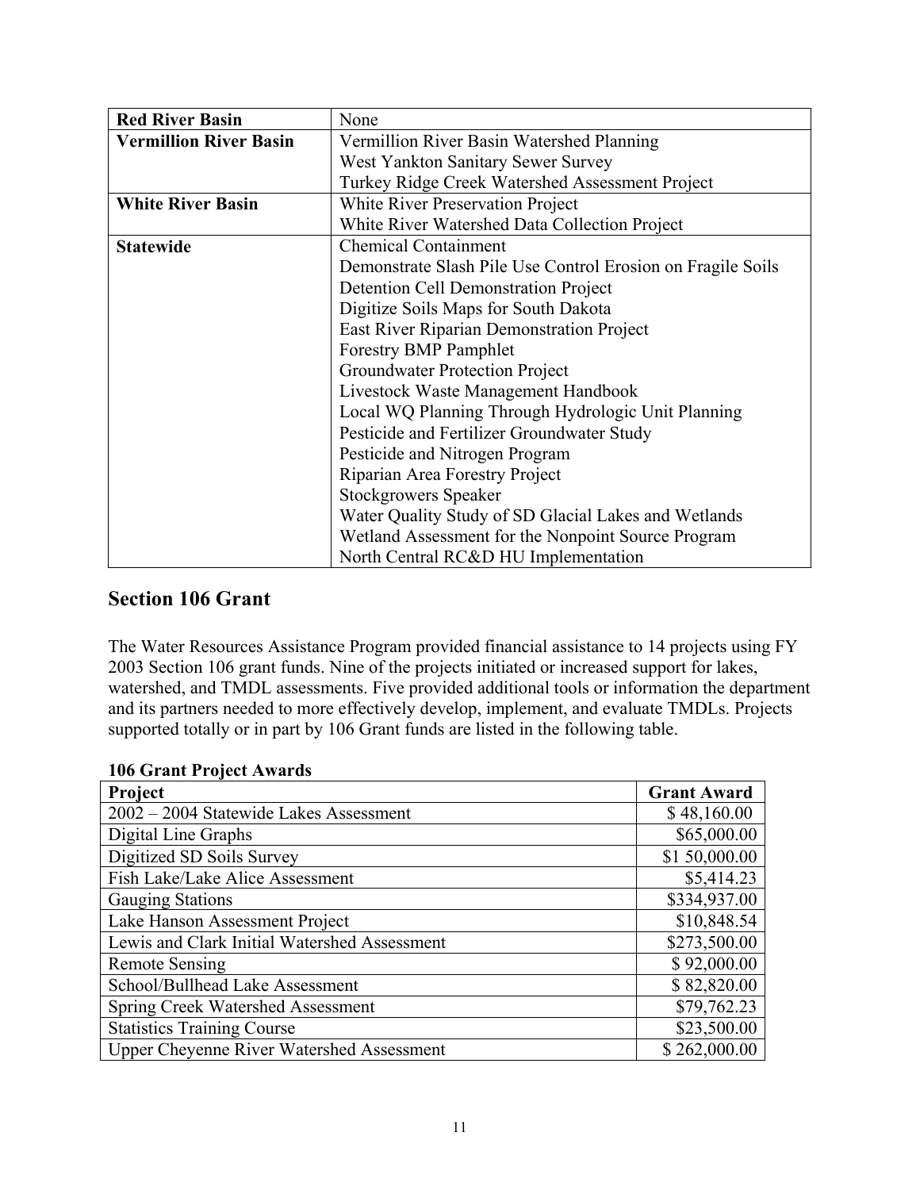| | |
|---|---|
| **Red River Basin** | None |
| **Vermillion River Basin** | Vermillion River Basin Watershed Planning<br>West Yankton Sanitary Sewer Survey<br>Turkey Ridge Creek Watershed Assessment Project |
| **White River Basin** | White River Preservation Project<br>White River Watershed Data Collection Project |
| **Statewide** | Chemical Containment<br>Demonstrate Slash Pile Use Control Erosion on Fragile Soils<br>Detention Cell Demonstration Project<br>Digitize Soils Maps for South Dakota<br>East River Riparian Demonstration Project<br>Forestry BMP Pamphlet<br>Groundwater Protection Project<br>Livestock Waste Management Handbook<br>Local WQ Planning Through Hydrologic Unit Planning<br>Pesticide and Fertilizer Groundwater Study<br>Pesticide and Nitrogen Program<br>Riparian Area Forestry Project<br>Stockgrowers Speaker<br>Water Quality Study of SD Glacial Lakes and Wetlands<br>Wetland Assessment for the Nonpoint Source Program<br>North Central RC&D HU Implementation |

## Section 106 Grant

The Water Resources Assistance Program provided financial assistance to 14 projects using FY 2003 Section 106 grant funds. Nine of the projects initiated or increased support for lakes, watershed, and TMDL assessments. Five provided additional tools or information the department and its partners needed to more effectively develop, implement, and evaluate TMDLs. Projects supported totally or in part by 106 Grant funds are listed in the following table.

**106 Grant Project Awards**

| Project | Grant Award |
|---|---|
| 2002 – 2004 Statewide Lakes Assessment | $ 48,160.00 |
| Digital Line Graphs | $65,000.00 |
| Digitized SD Soils Survey | $1 50,000.00 |
| Fish Lake/Lake Alice Assessment | $5,414.23 |
| Gauging Stations | $334,937.00 |
| Lake Hanson Assessment Project | $10,848.54 |
| Lewis and Clark Initial Watershed Assessment | $273,500.00 |
| Remote Sensing | $ 92,000.00 |
| School/Bullhead Lake Assessment | $ 82,820.00 |
| Spring Creek Watershed Assessment | $79,762.23 |
| Statistics Training Course | $23,500.00 |
| Upper Cheyenne River Watershed Assessment | $ 262,000.00 |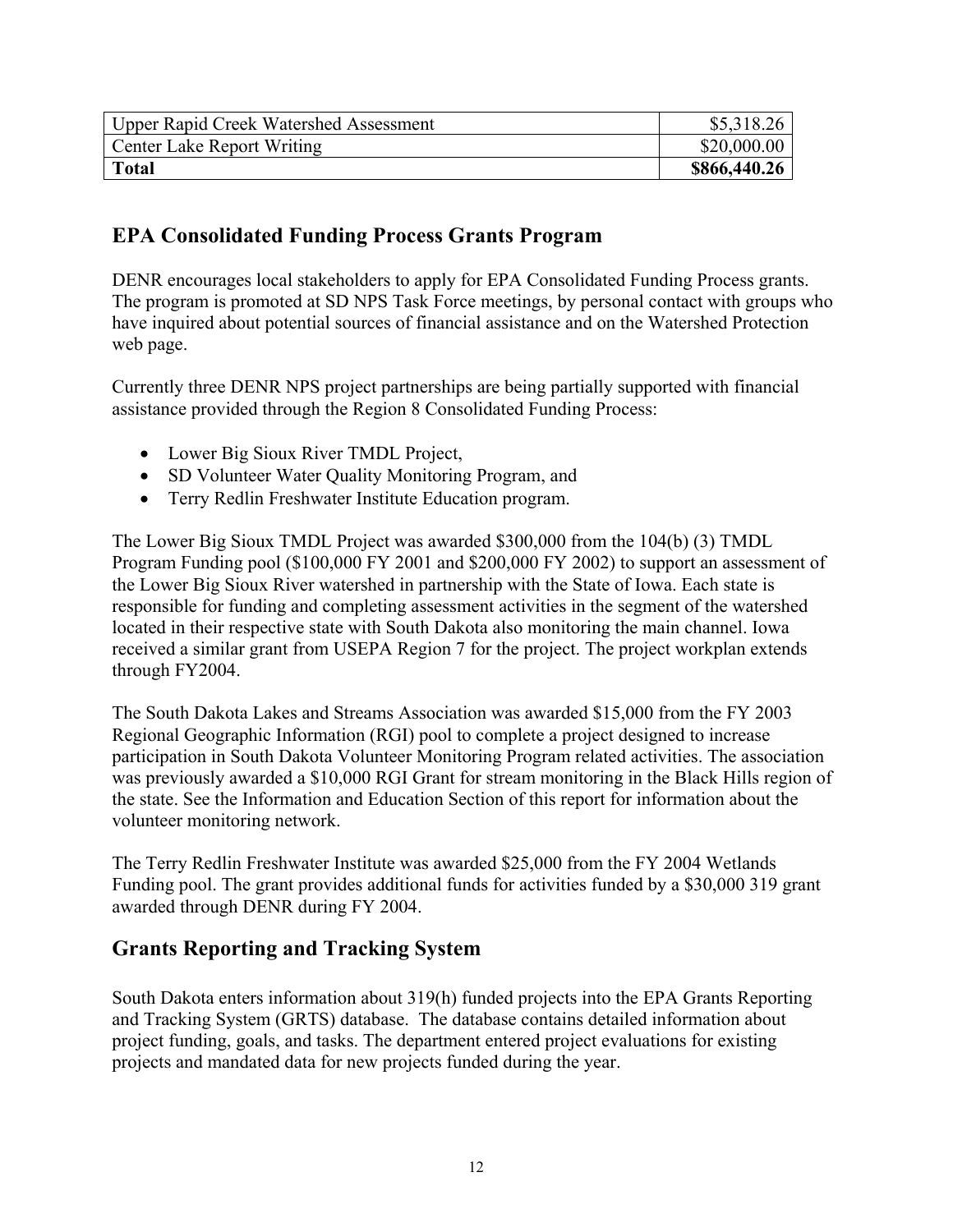| Upper Rapid Creek Watershed Assessment | $5,318.26 |
|---|---|
| Center Lake Report Writing | $20,000.00 |
| **Total** | **$866,440.26** |

## EPA Consolidated Funding Process Grants Program

DENR encourages local stakeholders to apply for EPA Consolidated Funding Process grants. The program is promoted at SD NPS Task Force meetings, by personal contact with groups who have inquired about potential sources of financial assistance and on the Watershed Protection web page.

Currently three DENR NPS project partnerships are being partially supported with financial assistance provided through the Region 8 Consolidated Funding Process:

- Lower Big Sioux River TMDL Project,
- SD Volunteer Water Quality Monitoring Program, and
- Terry Redlin Freshwater Institute Education program.

The Lower Big Sioux TMDL Project was awarded $300,000 from the 104(b) (3) TMDL Program Funding pool ($100,000 FY 2001 and $200,000 FY 2002) to support an assessment of the Lower Big Sioux River watershed in partnership with the State of Iowa. Each state is responsible for funding and completing assessment activities in the segment of the watershed located in their respective state with South Dakota also monitoring the main channel. Iowa received a similar grant from USEPA Region 7 for the project. The project workplan extends through FY2004.

The South Dakota Lakes and Streams Association was awarded $15,000 from the FY 2003 Regional Geographic Information (RGI) pool to complete a project designed to increase participation in South Dakota Volunteer Monitoring Program related activities. The association was previously awarded a $10,000 RGI Grant for stream monitoring in the Black Hills region of the state. See the Information and Education Section of this report for information about the volunteer monitoring network.

The Terry Redlin Freshwater Institute was awarded $25,000 from the FY 2004 Wetlands Funding pool. The grant provides additional funds for activities funded by a $30,000 319 grant awarded through DENR during FY 2004.

## Grants Reporting and Tracking System

South Dakota enters information about 319(h) funded projects into the EPA Grants Reporting and Tracking System (GRTS) database. The database contains detailed information about project funding, goals, and tasks. The department entered project evaluations for existing projects and mandated data for new projects funded during the year.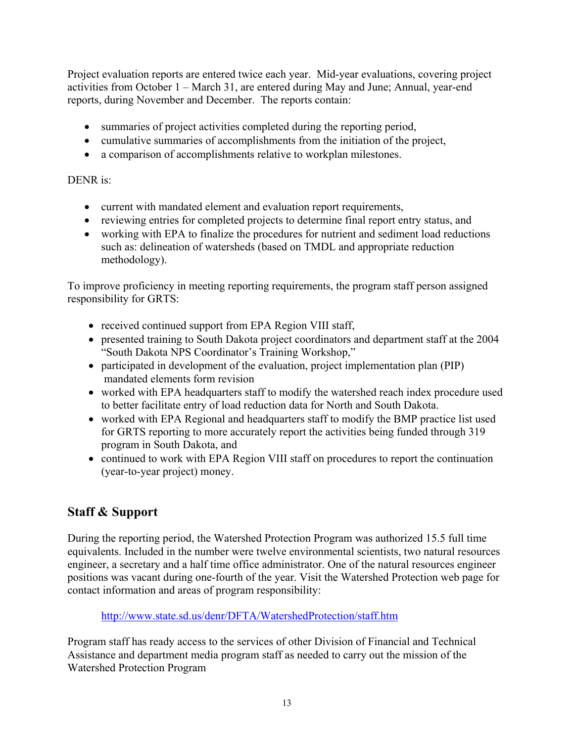Project evaluation reports are entered twice each year. Mid-year evaluations, covering project activities from October 1 – March 31, are entered during May and June; Annual, year-end reports, during November and December. The reports contain:

- summaries of project activities completed during the reporting period,
- cumulative summaries of accomplishments from the initiation of the project,
- a comparison of accomplishments relative to workplan milestones.

DENR is:

- current with mandated element and evaluation report requirements,
- reviewing entries for completed projects to determine final report entry status, and
- working with EPA to finalize the procedures for nutrient and sediment load reductions such as: delineation of watersheds (based on TMDL and appropriate reduction methodology).

To improve proficiency in meeting reporting requirements, the program staff person assigned responsibility for GRTS:

- received continued support from EPA Region VIII staff,
- presented training to South Dakota project coordinators and department staff at the 2004 "South Dakota NPS Coordinator's Training Workshop,"
- participated in development of the evaluation, project implementation plan (PIP) mandated elements form revision
- worked with EPA headquarters staff to modify the watershed reach index procedure used to better facilitate entry of load reduction data for North and South Dakota.
- worked with EPA Regional and headquarters staff to modify the BMP practice list used for GRTS reporting to more accurately report the activities being funded through 319 program in South Dakota, and
- continued to work with EPA Region VIII staff on procedures to report the continuation (year-to-year project) money.

## Staff & Support

During the reporting period, the Watershed Protection Program was authorized 15.5 full time equivalents. Included in the number were twelve environmental scientists, two natural resources engineer, a secretary and a half time office administrator. One of the natural resources engineer positions was vacant during one-fourth of the year. Visit the Watershed Protection web page for contact information and areas of program responsibility:

http://www.state.sd.us/denr/DFTA/WatershedProtection/staff.htm

Program staff has ready access to the services of other Division of Financial and Technical Assistance and department media program staff as needed to carry out the mission of the Watershed Protection Program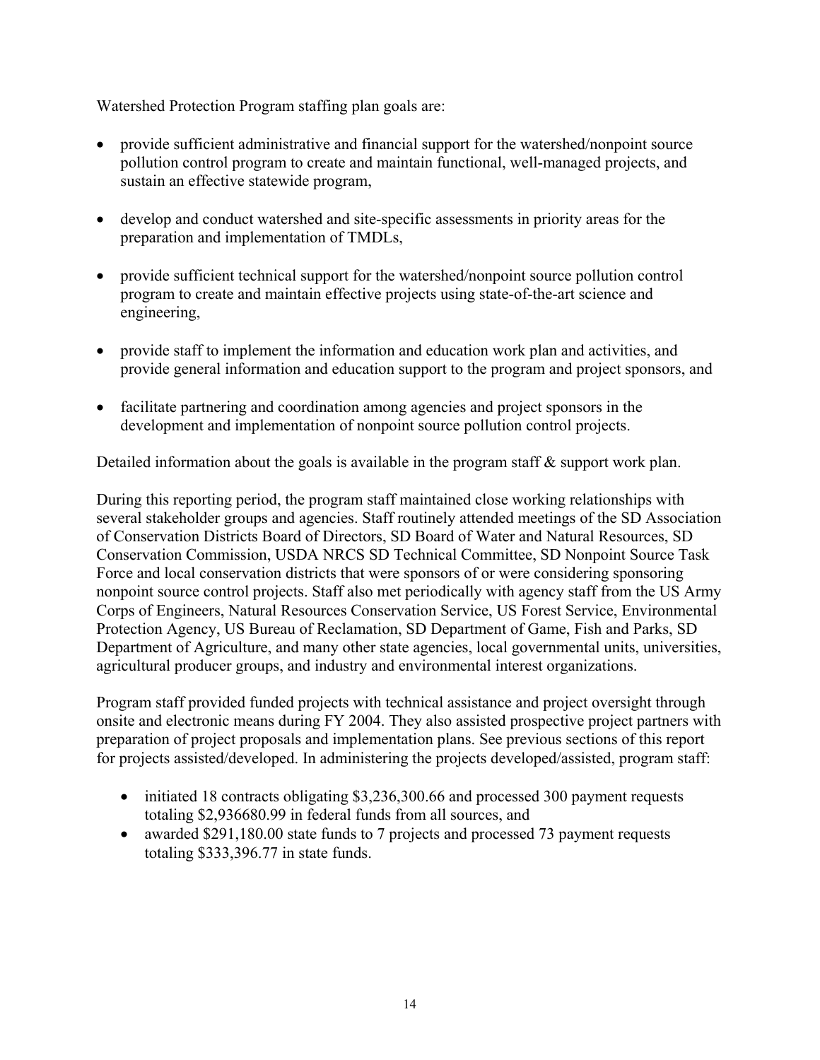Watershed Protection Program staffing plan goals are:

- provide sufficient administrative and financial support for the watershed/nonpoint source pollution control program to create and maintain functional, well-managed projects, and sustain an effective statewide program,

- develop and conduct watershed and site-specific assessments in priority areas for the preparation and implementation of TMDLs,

- provide sufficient technical support for the watershed/nonpoint source pollution control program to create and maintain effective projects using state-of-the-art science and engineering,

- provide staff to implement the information and education work plan and activities, and provide general information and education support to the program and project sponsors, and

- facilitate partnering and coordination among agencies and project sponsors in the development and implementation of nonpoint source pollution control projects.

Detailed information about the goals is available in the program staff & support work plan.

During this reporting period, the program staff maintained close working relationships with several stakeholder groups and agencies. Staff routinely attended meetings of the SD Association of Conservation Districts Board of Directors, SD Board of Water and Natural Resources, SD Conservation Commission, USDA NRCS SD Technical Committee, SD Nonpoint Source Task Force and local conservation districts that were sponsors of or were considering sponsoring nonpoint source control projects. Staff also met periodically with agency staff from the US Army Corps of Engineers, Natural Resources Conservation Service, US Forest Service, Environmental Protection Agency, US Bureau of Reclamation, SD Department of Game, Fish and Parks, SD Department of Agriculture, and many other state agencies, local governmental units, universities, agricultural producer groups, and industry and environmental interest organizations.

Program staff provided funded projects with technical assistance and project oversight through onsite and electronic means during FY 2004. They also assisted prospective project partners with preparation of project proposals and implementation plans. See previous sections of this report for projects assisted/developed. In administering the projects developed/assisted, program staff:

- initiated 18 contracts obligating $3,236,300.66 and processed 300 payment requests totaling $2,936680.99 in federal funds from all sources, and
- awarded $291,180.00 state funds to 7 projects and processed 73 payment requests totaling $333,396.77 in state funds.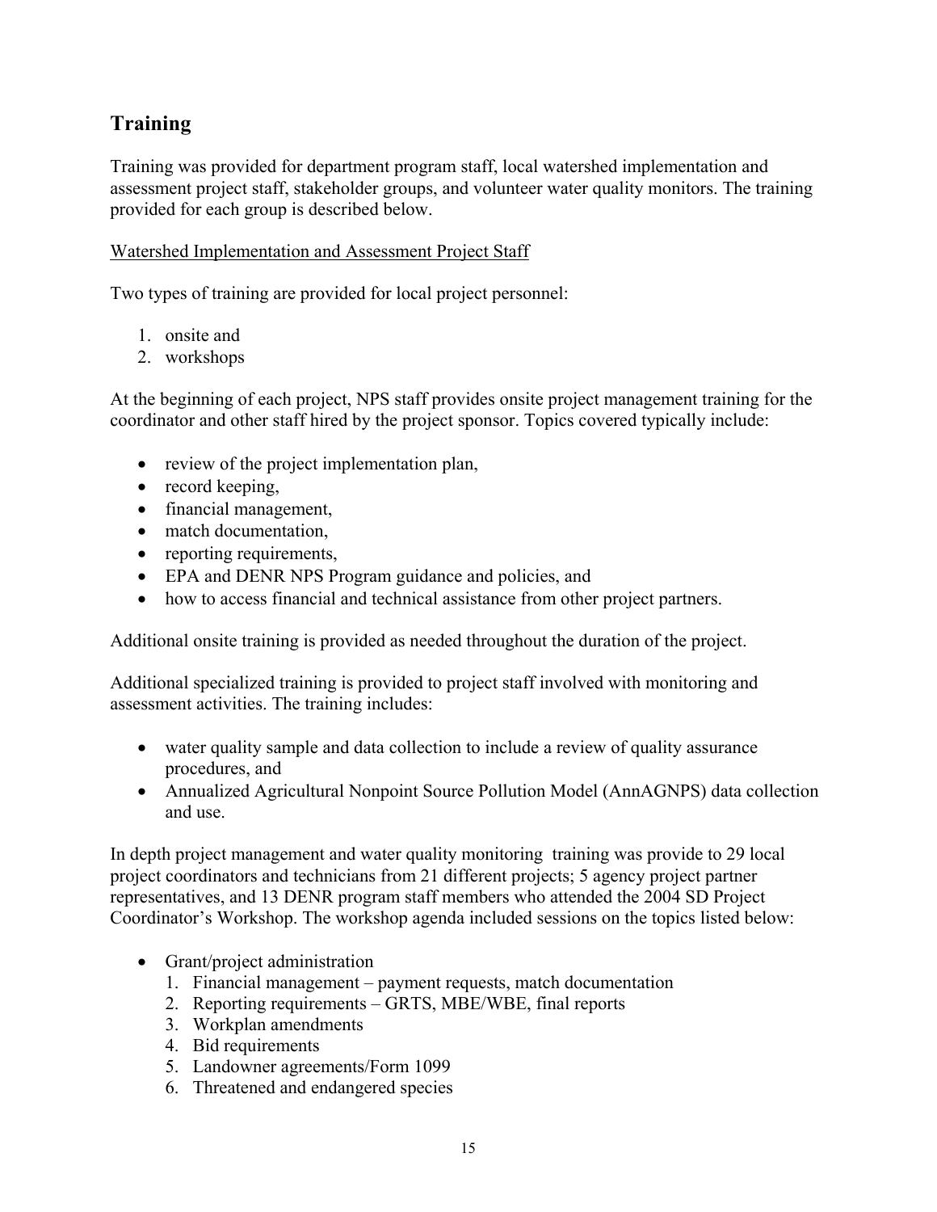## Training

Training was provided for department program staff, local watershed implementation and assessment project staff, stakeholder groups, and volunteer water quality monitors. The training provided for each group is described below.

Watershed Implementation and Assessment Project Staff

Two types of training are provided for local project personnel:

1. onsite and
2. workshops

At the beginning of each project, NPS staff provides onsite project management training for the coordinator and other staff hired by the project sponsor. Topics covered typically include:

- review of the project implementation plan,
- record keeping,
- financial management,
- match documentation,
- reporting requirements,
- EPA and DENR NPS Program guidance and policies, and
- how to access financial and technical assistance from other project partners.

Additional onsite training is provided as needed throughout the duration of the project.

Additional specialized training is provided to project staff involved with monitoring and assessment activities. The training includes:

- water quality sample and data collection to include a review of quality assurance procedures, and
- Annualized Agricultural Nonpoint Source Pollution Model (AnnAGNPS) data collection and use.

In depth project management and water quality monitoring training was provide to 29 local project coordinators and technicians from 21 different projects; 5 agency project partner representatives, and 13 DENR program staff members who attended the 2004 SD Project Coordinator's Workshop. The workshop agenda included sessions on the topics listed below:

- Grant/project administration
  1. Financial management – payment requests, match documentation
  2. Reporting requirements – GRTS, MBE/WBE, final reports
  3. Workplan amendments
  4. Bid requirements
  5. Landowner agreements/Form 1099
  6. Threatened and endangered species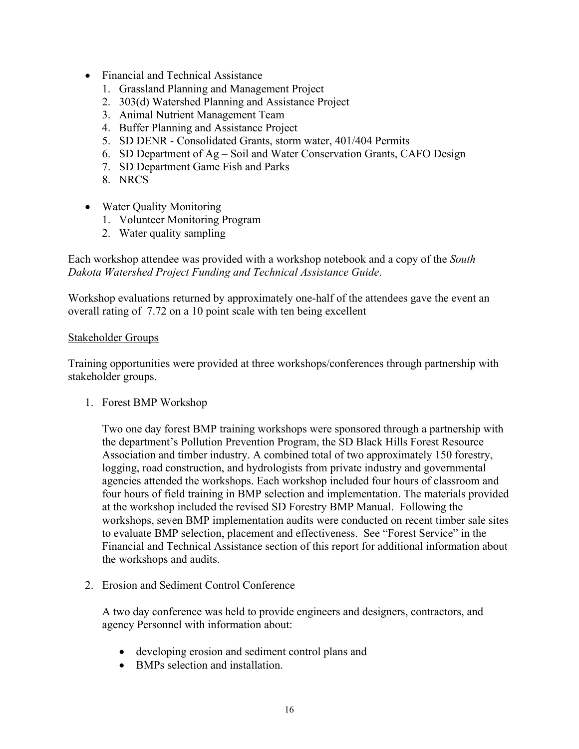- Financial and Technical Assistance
  1. Grassland Planning and Management Project
  2. 303(d) Watershed Planning and Assistance Project
  3. Animal Nutrient Management Team
  4. Buffer Planning and Assistance Project
  5. SD DENR - Consolidated Grants, storm water, 401/404 Permits
  6. SD Department of Ag – Soil and Water Conservation Grants, CAFO Design
  7. SD Department Game Fish and Parks
  8. NRCS

- Water Quality Monitoring
  1. Volunteer Monitoring Program
  2. Water quality sampling

Each workshop attendee was provided with a workshop notebook and a copy of the *South Dakota Watershed Project Funding and Technical Assistance Guide*.

Workshop evaluations returned by approximately one-half of the attendees gave the event an overall rating of 7.72 on a 10 point scale with ten being excellent

<u>Stakeholder Groups</u>

Training opportunities were provided at three workshops/conferences through partnership with stakeholder groups.

1. Forest BMP Workshop

   Two one day forest BMP training workshops were sponsored through a partnership with the department's Pollution Prevention Program, the SD Black Hills Forest Resource Association and timber industry. A combined total of two approximately 150 forestry, logging, road construction, and hydrologists from private industry and governmental agencies attended the workshops. Each workshop included four hours of classroom and four hours of field training in BMP selection and implementation. The materials provided at the workshop included the revised SD Forestry BMP Manual. Following the workshops, seven BMP implementation audits were conducted on recent timber sale sites to evaluate BMP selection, placement and effectiveness. See "Forest Service" in the Financial and Technical Assistance section of this report for additional information about the workshops and audits.

2. Erosion and Sediment Control Conference

   A two day conference was held to provide engineers and designers, contractors, and agency Personnel with information about:

   - developing erosion and sediment control plans and
   - BMPs selection and installation.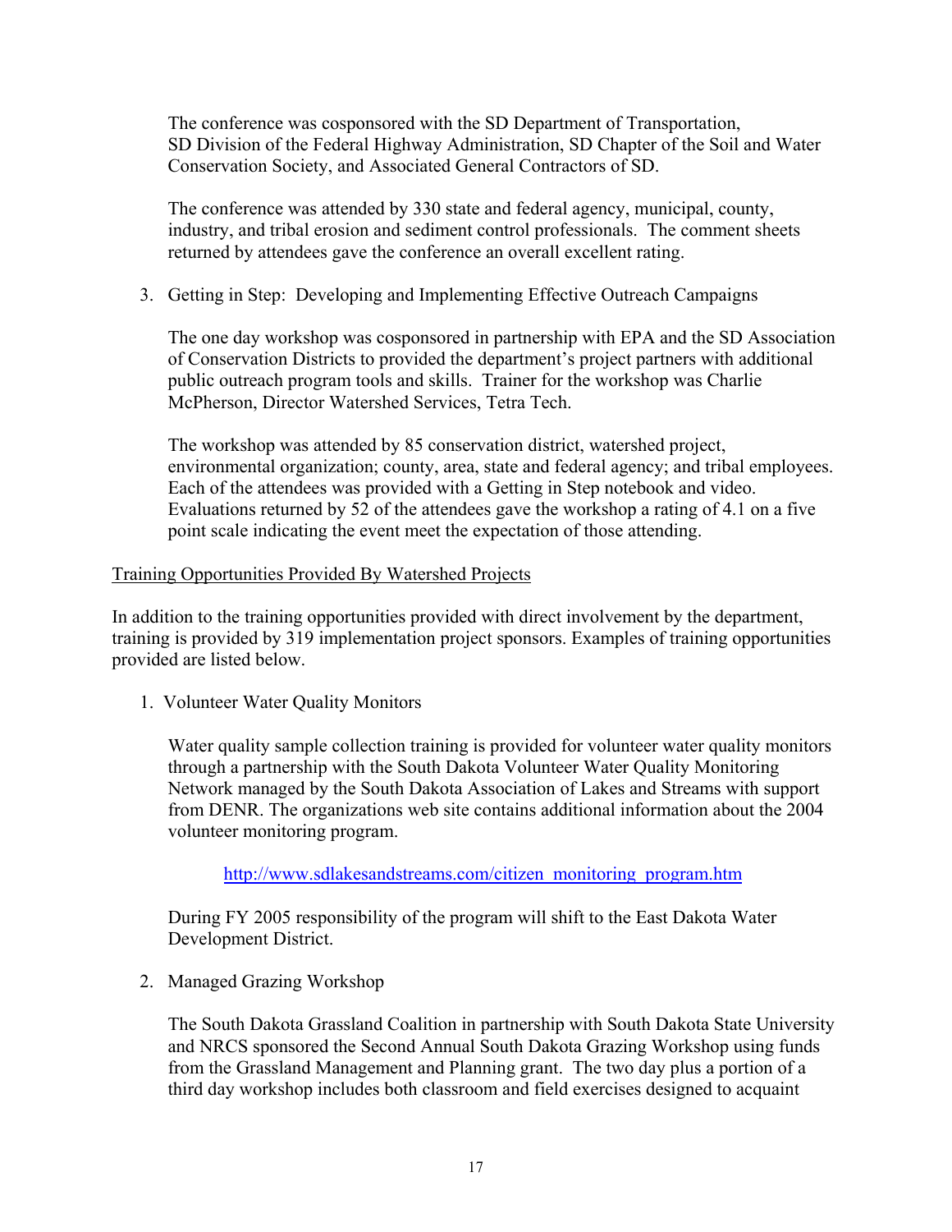The conference was cosponsored with the SD Department of Transportation, SD Division of the Federal Highway Administration, SD Chapter of the Soil and Water Conservation Society, and Associated General Contractors of SD.

The conference was attended by 330 state and federal agency, municipal, county, industry, and tribal erosion and sediment control professionals. The comment sheets returned by attendees gave the conference an overall excellent rating.

3. Getting in Step: Developing and Implementing Effective Outreach Campaigns

   The one day workshop was cosponsored in partnership with EPA and the SD Association of Conservation Districts to provided the department's project partners with additional public outreach program tools and skills. Trainer for the workshop was Charlie McPherson, Director Watershed Services, Tetra Tech.

   The workshop was attended by 85 conservation district, watershed project, environmental organization; county, area, state and federal agency; and tribal employees. Each of the attendees was provided with a Getting in Step notebook and video. Evaluations returned by 52 of the attendees gave the workshop a rating of 4.1 on a five point scale indicating the event meet the expectation of those attending.

<u>Training Opportunities Provided By Watershed Projects</u>

In addition to the training opportunities provided with direct involvement by the department, training is provided by 319 implementation project sponsors. Examples of training opportunities provided are listed below.

1. Volunteer Water Quality Monitors

   Water quality sample collection training is provided for volunteer water quality monitors through a partnership with the South Dakota Volunteer Water Quality Monitoring Network managed by the South Dakota Association of Lakes and Streams with support from DENR. The organizations web site contains additional information about the 2004 volunteer monitoring program.

   http://www.sdlakesandstreams.com/citizen_monitoring_program.htm

   During FY 2005 responsibility of the program will shift to the East Dakota Water Development District.

2. Managed Grazing Workshop

   The South Dakota Grassland Coalition in partnership with South Dakota State University and NRCS sponsored the Second Annual South Dakota Grazing Workshop using funds from the Grassland Management and Planning grant. The two day plus a portion of a third day workshop includes both classroom and field exercises designed to acquaint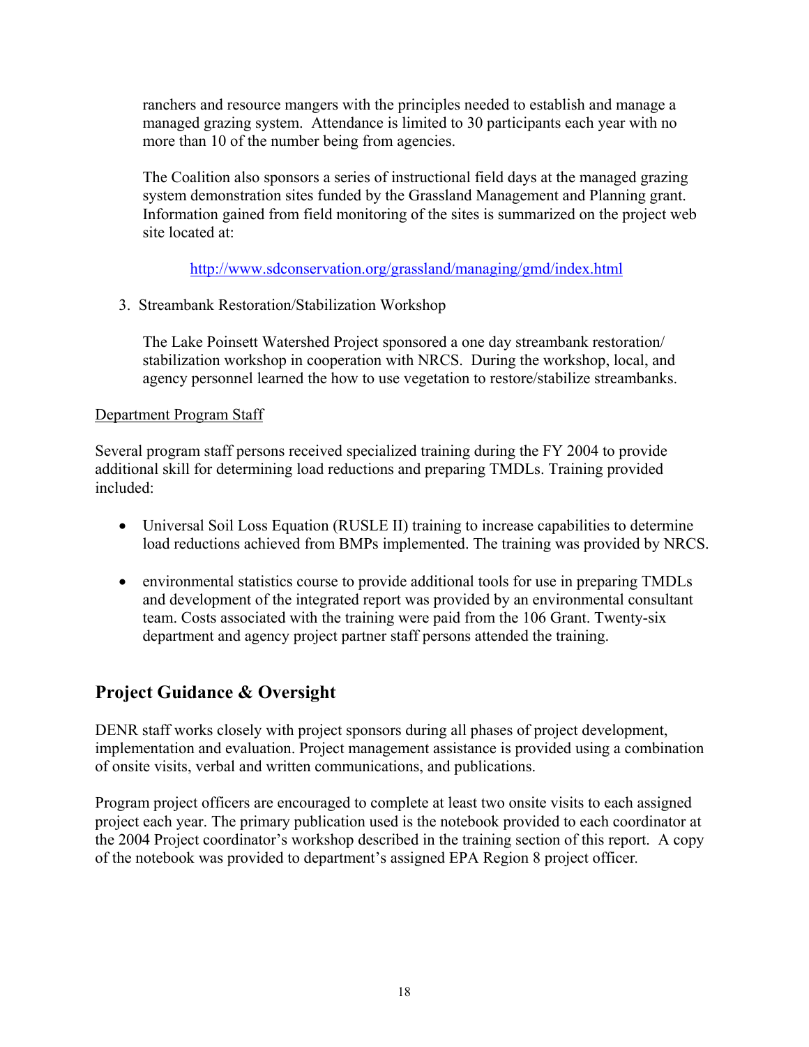ranchers and resource mangers with the principles needed to establish and manage a managed grazing system. Attendance is limited to 30 participants each year with no more than 10 of the number being from agencies.

The Coalition also sponsors a series of instructional field days at the managed grazing system demonstration sites funded by the Grassland Management and Planning grant. Information gained from field monitoring of the sites is summarized on the project web site located at:

http://www.sdconservation.org/grassland/managing/gmd/index.html

3. Streambank Restoration/Stabilization Workshop

The Lake Poinsett Watershed Project sponsored a one day streambank restoration/ stabilization workshop in cooperation with NRCS. During the workshop, local, and agency personnel learned the how to use vegetation to restore/stabilize streambanks.

<u>Department Program Staff</u>

Several program staff persons received specialized training during the FY 2004 to provide additional skill for determining load reductions and preparing TMDLs. Training provided included:

- Universal Soil Loss Equation (RUSLE II) training to increase capabilities to determine load reductions achieved from BMPs implemented. The training was provided by NRCS.

- environmental statistics course to provide additional tools for use in preparing TMDLs and development of the integrated report was provided by an environmental consultant team. Costs associated with the training were paid from the 106 Grant. Twenty-six department and agency project partner staff persons attended the training.

## Project Guidance & Oversight

DENR staff works closely with project sponsors during all phases of project development, implementation and evaluation. Project management assistance is provided using a combination of onsite visits, verbal and written communications, and publications.

Program project officers are encouraged to complete at least two onsite visits to each assigned project each year. The primary publication used is the notebook provided to each coordinator at the 2004 Project coordinator's workshop described in the training section of this report. A copy of the notebook was provided to department's assigned EPA Region 8 project officer.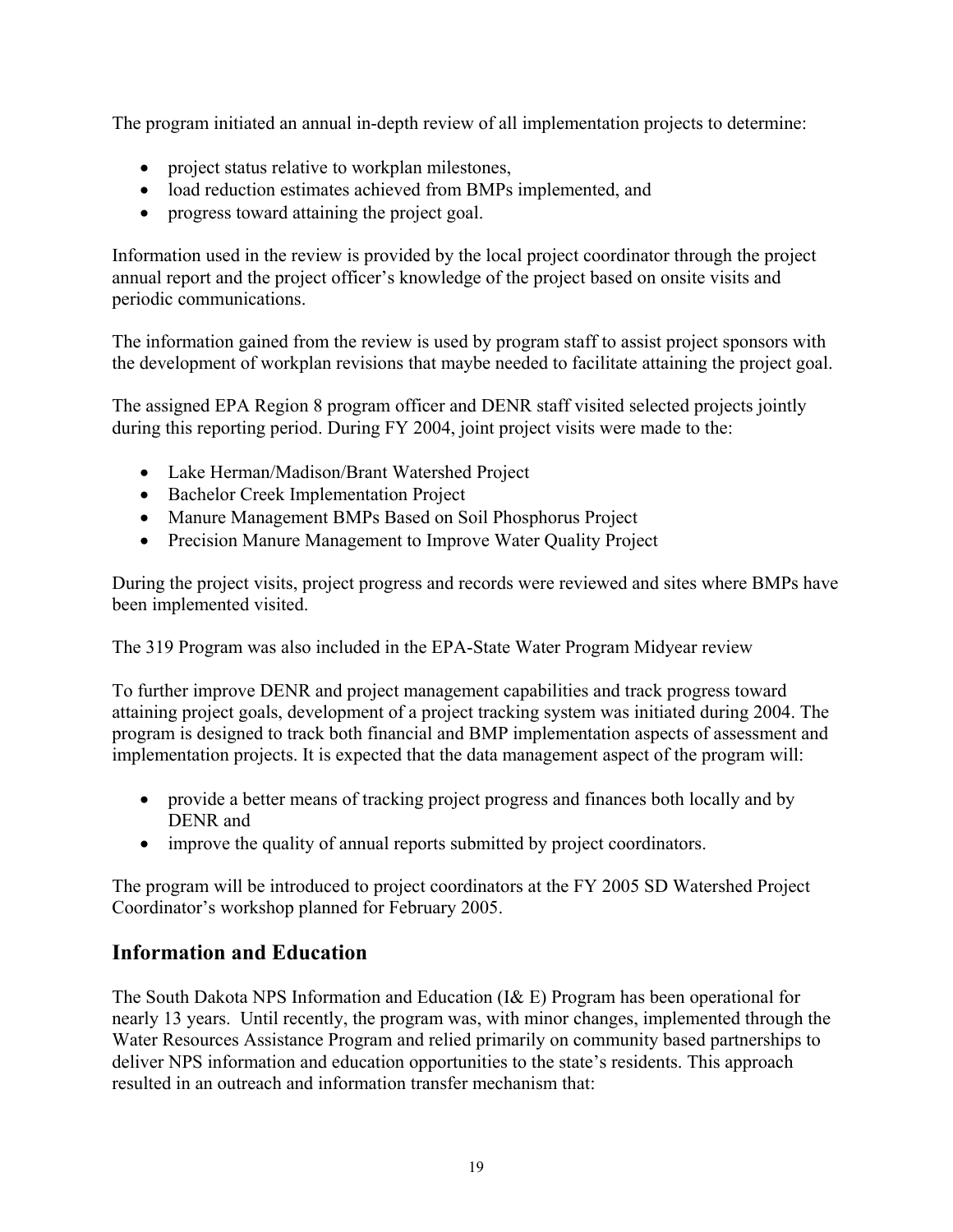The program initiated an annual in-depth review of all implementation projects to determine:

- project status relative to workplan milestones,
- load reduction estimates achieved from BMPs implemented, and
- progress toward attaining the project goal.

Information used in the review is provided by the local project coordinator through the project annual report and the project officer's knowledge of the project based on onsite visits and periodic communications.

The information gained from the review is used by program staff to assist project sponsors with the development of workplan revisions that maybe needed to facilitate attaining the project goal.

The assigned EPA Region 8 program officer and DENR staff visited selected projects jointly during this reporting period. During FY 2004, joint project visits were made to the:

- Lake Herman/Madison/Brant Watershed Project
- Bachelor Creek Implementation Project
- Manure Management BMPs Based on Soil Phosphorus Project
- Precision Manure Management to Improve Water Quality Project

During the project visits, project progress and records were reviewed and sites where BMPs have been implemented visited.

The 319 Program was also included in the EPA-State Water Program Midyear review

To further improve DENR and project management capabilities and track progress toward attaining project goals, development of a project tracking system was initiated during 2004. The program is designed to track both financial and BMP implementation aspects of assessment and implementation projects. It is expected that the data management aspect of the program will:

- provide a better means of tracking project progress and finances both locally and by DENR and
- improve the quality of annual reports submitted by project coordinators.

The program will be introduced to project coordinators at the FY 2005 SD Watershed Project Coordinator's workshop planned for February 2005.

## Information and Education

The South Dakota NPS Information and Education (I& E) Program has been operational for nearly 13 years. Until recently, the program was, with minor changes, implemented through the Water Resources Assistance Program and relied primarily on community based partnerships to deliver NPS information and education opportunities to the state's residents. This approach resulted in an outreach and information transfer mechanism that: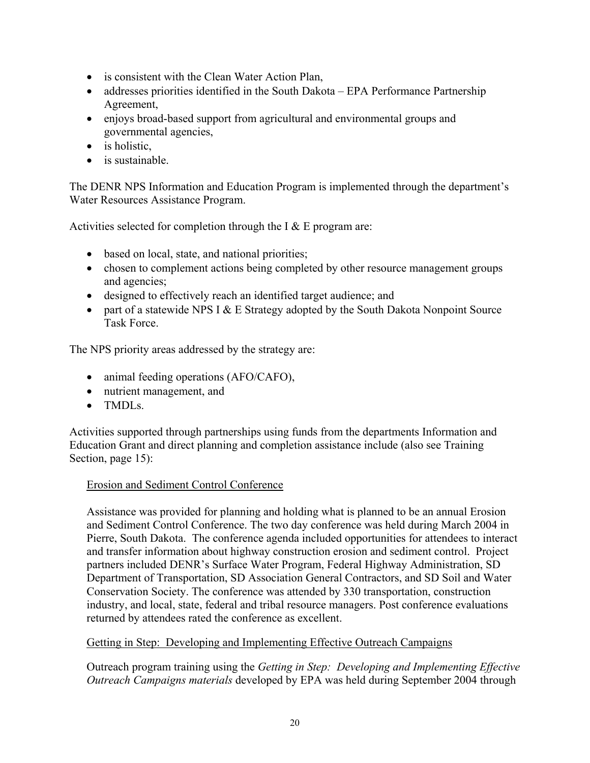- is consistent with the Clean Water Action Plan,
- addresses priorities identified in the South Dakota – EPA Performance Partnership Agreement,
- enjoys broad-based support from agricultural and environmental groups and governmental agencies,
- is holistic,
- is sustainable.

The DENR NPS Information and Education Program is implemented through the department's Water Resources Assistance Program.

Activities selected for completion through the I & E program are:

- based on local, state, and national priorities;
- chosen to complement actions being completed by other resource management groups and agencies;
- designed to effectively reach an identified target audience; and
- part of a statewide NPS I & E Strategy adopted by the South Dakota Nonpoint Source Task Force.

The NPS priority areas addressed by the strategy are:

- animal feeding operations (AFO/CAFO),
- nutrient management, and
- TMDLs.

Activities supported through partnerships using funds from the departments Information and Education Grant and direct planning and completion assistance include (also see Training Section, page 15):

<u>Erosion and Sediment Control Conference</u>

Assistance was provided for planning and holding what is planned to be an annual Erosion and Sediment Control Conference. The two day conference was held during March 2004 in Pierre, South Dakota. The conference agenda included opportunities for attendees to interact and transfer information about highway construction erosion and sediment control. Project partners included DENR's Surface Water Program, Federal Highway Administration, SD Department of Transportation, SD Association General Contractors, and SD Soil and Water Conservation Society. The conference was attended by 330 transportation, construction industry, and local, state, federal and tribal resource managers. Post conference evaluations returned by attendees rated the conference as excellent.

<u>Getting in Step: Developing and Implementing Effective Outreach Campaigns</u>

Outreach program training using the *Getting in Step: Developing and Implementing Effective Outreach Campaigns materials* developed by EPA was held during September 2004 through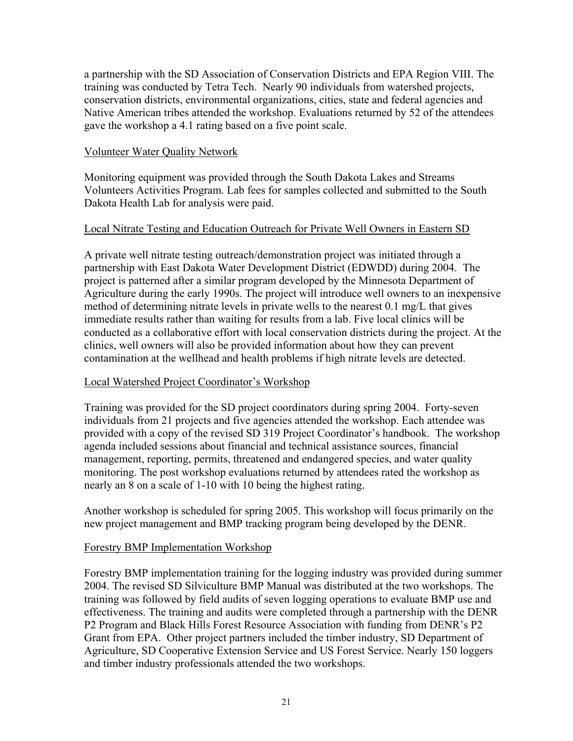a partnership with the SD Association of Conservation Districts and EPA Region VIII. The training was conducted by Tetra Tech. Nearly 90 individuals from watershed projects, conservation districts, environmental organizations, cities, state and federal agencies and Native American tribes attended the workshop. Evaluations returned by 52 of the attendees gave the workshop a 4.1 rating based on a five point scale.

### Volunteer Water Quality Network

Monitoring equipment was provided through the South Dakota Lakes and Streams Volunteers Activities Program. Lab fees for samples collected and submitted to the South Dakota Health Lab for analysis were paid.

### Local Nitrate Testing and Education Outreach for Private Well Owners in Eastern SD

A private well nitrate testing outreach/demonstration project was initiated through a partnership with East Dakota Water Development District (EDWDD) during 2004. The project is patterned after a similar program developed by the Minnesota Department of Agriculture during the early 1990s. The project will introduce well owners to an inexpensive method of determining nitrate levels in private wells to the nearest 0.1 mg/L that gives immediate results rather than waiting for results from a lab. Five local clinics will be conducted as a collaborative effort with local conservation districts during the project. At the clinics, well owners will also be provided information about how they can prevent contamination at the wellhead and health problems if high nitrate levels are detected.

### Local Watershed Project Coordinator's Workshop

Training was provided for the SD project coordinators during spring 2004. Forty-seven individuals from 21 projects and five agencies attended the workshop. Each attendee was provided with a copy of the revised SD 319 Project Coordinator's handbook. The workshop agenda included sessions about financial and technical assistance sources, financial management, reporting, permits, threatened and endangered species, and water quality monitoring. The post workshop evaluations returned by attendees rated the workshop as nearly an 8 on a scale of 1-10 with 10 being the highest rating.

Another workshop is scheduled for spring 2005. This workshop will focus primarily on the new project management and BMP tracking program being developed by the DENR.

### Forestry BMP Implementation Workshop

Forestry BMP implementation training for the logging industry was provided during summer 2004. The revised SD Silviculture BMP Manual was distributed at the two workshops. The training was followed by field audits of seven logging operations to evaluate BMP use and effectiveness. The training and audits were completed through a partnership with the DENR P2 Program and Black Hills Forest Resource Association with funding from DENR's P2 Grant from EPA. Other project partners included the timber industry, SD Department of Agriculture, SD Cooperative Extension Service and US Forest Service. Nearly 150 loggers and timber industry professionals attended the two workshops.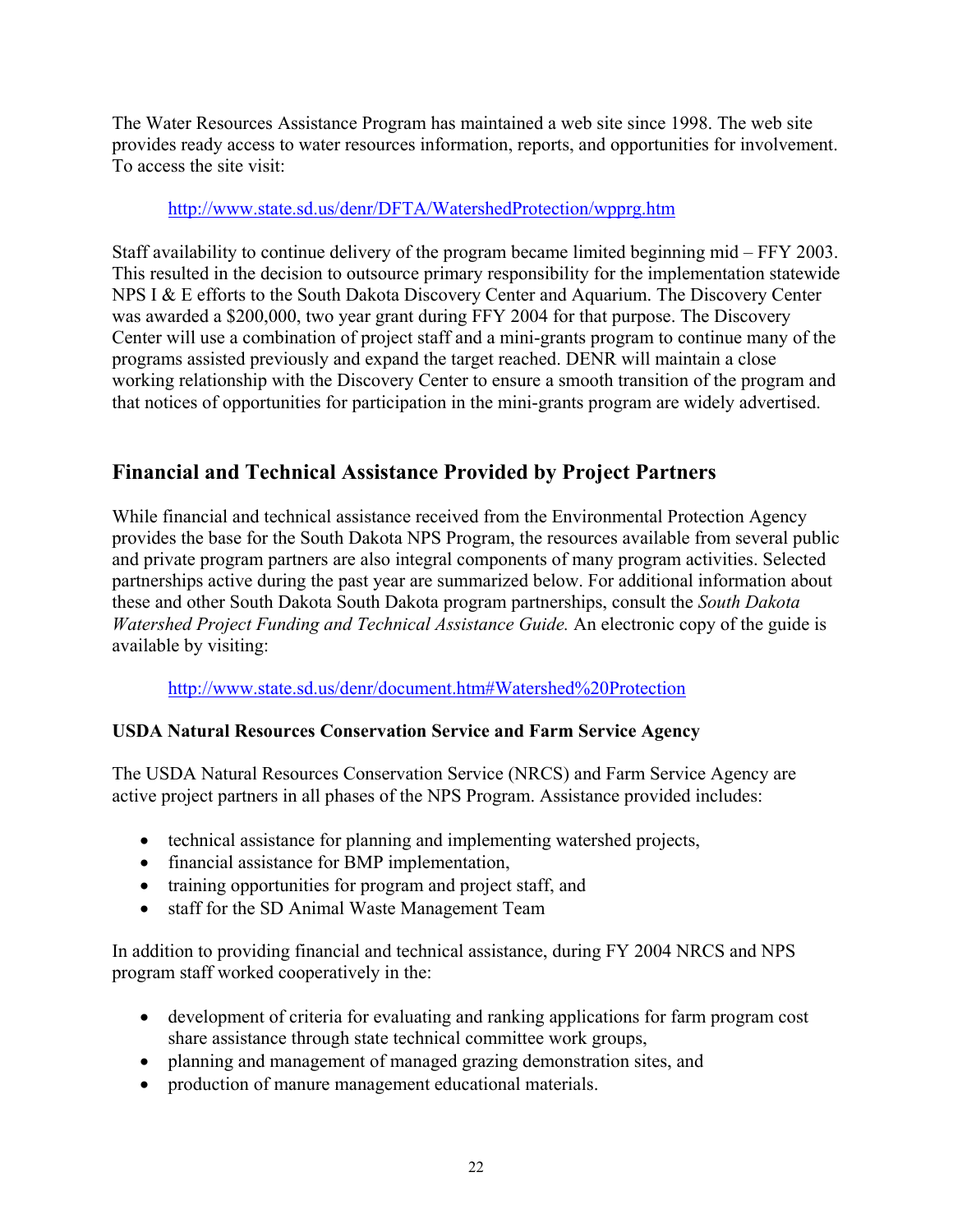The Water Resources Assistance Program has maintained a web site since 1998. The web site provides ready access to water resources information, reports, and opportunities for involvement. To access the site visit:

http://www.state.sd.us/denr/DFTA/WatershedProtection/wpprg.htm

Staff availability to continue delivery of the program became limited beginning mid – FFY 2003. This resulted in the decision to outsource primary responsibility for the implementation statewide NPS I & E efforts to the South Dakota Discovery Center and Aquarium. The Discovery Center was awarded a $200,000, two year grant during FFY 2004 for that purpose. The Discovery Center will use a combination of project staff and a mini-grants program to continue many of the programs assisted previously and expand the target reached. DENR will maintain a close working relationship with the Discovery Center to ensure a smooth transition of the program and that notices of opportunities for participation in the mini-grants program are widely advertised.

## Financial and Technical Assistance Provided by Project Partners

While financial and technical assistance received from the Environmental Protection Agency provides the base for the South Dakota NPS Program, the resources available from several public and private program partners are also integral components of many program activities. Selected partnerships active during the past year are summarized below. For additional information about these and other South Dakota South Dakota program partnerships, consult the *South Dakota Watershed Project Funding and Technical Assistance Guide.* An electronic copy of the guide is available by visiting:

http://www.state.sd.us/denr/document.htm#Watershed%20Protection

### USDA Natural Resources Conservation Service and Farm Service Agency

The USDA Natural Resources Conservation Service (NRCS) and Farm Service Agency are active project partners in all phases of the NPS Program. Assistance provided includes:

- technical assistance for planning and implementing watershed projects,
- financial assistance for BMP implementation,
- training opportunities for program and project staff, and
- staff for the SD Animal Waste Management Team

In addition to providing financial and technical assistance, during FY 2004 NRCS and NPS program staff worked cooperatively in the:

- development of criteria for evaluating and ranking applications for farm program cost share assistance through state technical committee work groups,
- planning and management of managed grazing demonstration sites, and
- production of manure management educational materials.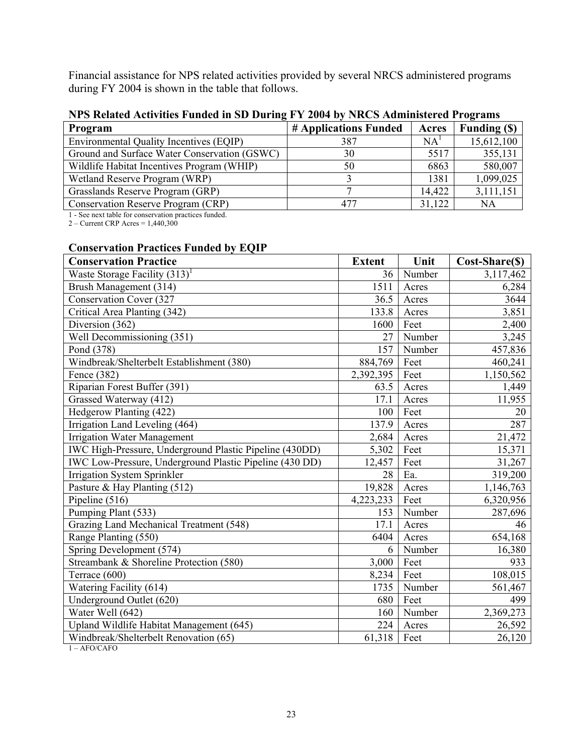Financial assistance for NPS related activities provided by several NRCS administered programs during FY 2004 is shown in the table that follows.

**NPS Related Activities Funded in SD During FY 2004 by NRCS Administered Programs**

| Program | # Applications Funded | Acres | Funding ($) |
|---|---|---|---|
| Environmental Quality Incentives (EQIP) | 387 | NA[1] | 15,612,100 |
| Ground and Surface Water Conservation (GSWC) | 30 | 5517 | 355,131 |
| Wildlife Habitat Incentives Program (WHIP) | 50 | 6863 | 580,007 |
| Wetland Reserve Program (WRP) | 3 | 1381 | 1,099,025 |
| Grasslands Reserve Program (GRP) | 7 | 14,422 | 3,111,151 |
| Conservation Reserve Program (CRP) | 477 | 31,122 | NA |

1 - See next table for conservation practices funded.
2 – Current CRP Acres = 1,440,300

**Conservation Practices Funded by EQIP**

| Conservation Practice | Extent | Unit | Cost-Share($) |
|---|---|---|---|
| Waste Storage Facility (313)[1] | 36 | Number | 3,117,462 |
| Brush Management (314) | 1511 | Acres | 6,284 |
| Conservation Cover (327 | 36.5 | Acres | 3644 |
| Critical Area Planting (342) | 133.8 | Acres | 3,851 |
| Diversion (362) | 1600 | Feet | 2,400 |
| Well Decommissioning (351) | 27 | Number | 3,245 |
| Pond (378) | 157 | Number | 457,836 |
| Windbreak/Shelterbelt Establishment (380) | 884,769 | Feet | 460,241 |
| Fence (382) | 2,392,395 | Feet | 1,150,562 |
| Riparian Forest Buffer (391) | 63.5 | Acres | 1,449 |
| Grassed Waterway (412) | 17.1 | Acres | 11,955 |
| Hedgerow Planting (422) | 100 | Feet | 20 |
| Irrigation Land Leveling (464) | 137.9 | Acres | 287 |
| Irrigation Water Management | 2,684 | Acres | 21,472 |
| IWC High-Pressure, Underground Plastic Pipeline (430DD) | 5,302 | Feet | 15,371 |
| IWC Low-Pressure, Underground Plastic Pipeline (430 DD) | 12,457 | Feet | 31,267 |
| Irrigation System Sprinkler | 28 | Ea. | 319,200 |
| Pasture & Hay Planting (512) | 19,828 | Acres | 1,146,763 |
| Pipeline (516) | 4,223,233 | Feet | 6,320,956 |
| Pumping Plant (533) | 153 | Number | 287,696 |
| Grazing Land Mechanical Treatment (548) | 17.1 | Acres | 46 |
| Range Planting (550) | 6404 | Acres | 654,168 |
| Spring Development (574) | 6 | Number | 16,380 |
| Streambank & Shoreline Protection (580) | 3,000 | Feet | 933 |
| Terrace (600) | 8,234 | Feet | 108,015 |
| Watering Facility (614) | 1735 | Number | 561,467 |
| Underground Outlet (620) | 680 | Feet | 499 |
| Water Well (642) | 160 | Number | 2,369,273 |
| Upland Wildlife Habitat Management (645) | 224 | Acres | 26,592 |
| Windbreak/Shelterbelt Renovation (65) | 61,318 | Feet | 26,120 |

1 – AFO/CAFO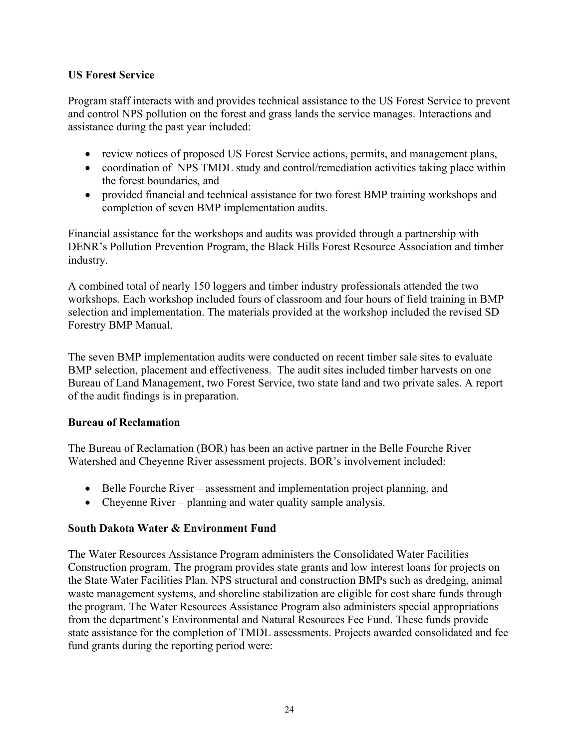**US Forest Service**

Program staff interacts with and provides technical assistance to the US Forest Service to prevent and control NPS pollution on the forest and grass lands the service manages. Interactions and assistance during the past year included:

- review notices of proposed US Forest Service actions, permits, and management plans,
- coordination of NPS TMDL study and control/remediation activities taking place within the forest boundaries, and
- provided financial and technical assistance for two forest BMP training workshops and completion of seven BMP implementation audits.

Financial assistance for the workshops and audits was provided through a partnership with DENR's Pollution Prevention Program, the Black Hills Forest Resource Association and timber industry.

A combined total of nearly 150 loggers and timber industry professionals attended the two workshops. Each workshop included fours of classroom and four hours of field training in BMP selection and implementation. The materials provided at the workshop included the revised SD Forestry BMP Manual.

The seven BMP implementation audits were conducted on recent timber sale sites to evaluate BMP selection, placement and effectiveness. The audit sites included timber harvests on one Bureau of Land Management, two Forest Service, two state land and two private sales. A report of the audit findings is in preparation.

**Bureau of Reclamation**

The Bureau of Reclamation (BOR) has been an active partner in the Belle Fourche River Watershed and Cheyenne River assessment projects. BOR's involvement included:

- Belle Fourche River – assessment and implementation project planning, and
- Cheyenne River – planning and water quality sample analysis.

**South Dakota Water & Environment Fund**

The Water Resources Assistance Program administers the Consolidated Water Facilities Construction program. The program provides state grants and low interest loans for projects on the State Water Facilities Plan. NPS structural and construction BMPs such as dredging, animal waste management systems, and shoreline stabilization are eligible for cost share funds through the program. The Water Resources Assistance Program also administers special appropriations from the department's Environmental and Natural Resources Fee Fund. These funds provide state assistance for the completion of TMDL assessments. Projects awarded consolidated and fee fund grants during the reporting period were: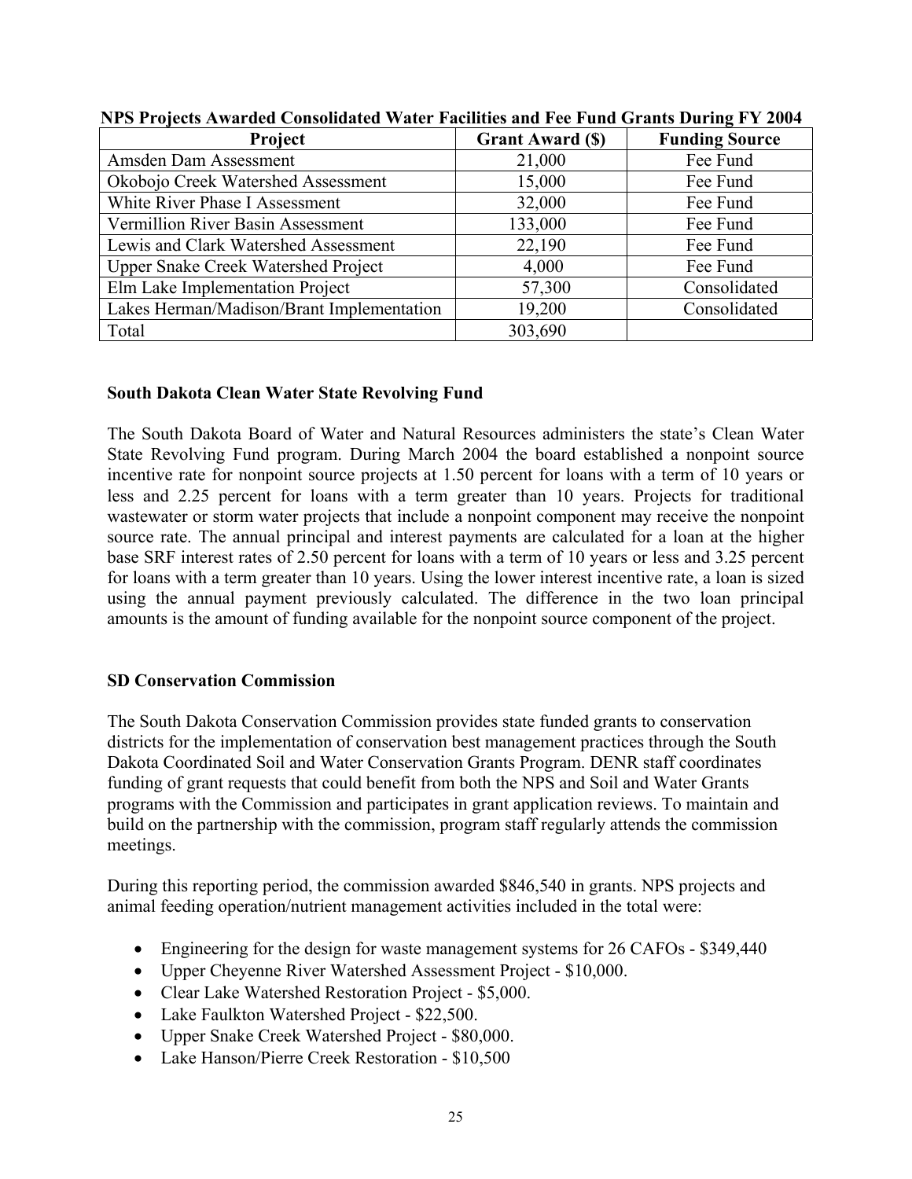**NPS Projects Awarded Consolidated Water Facilities and Fee Fund Grants During FY 2004**

| Project | Grant Award ($) | Funding Source |
|---|---|---|
| Amsden Dam Assessment | 21,000 | Fee Fund |
| Okobojo Creek Watershed Assessment | 15,000 | Fee Fund |
| White River Phase I Assessment | 32,000 | Fee Fund |
| Vermillion River Basin Assessment | 133,000 | Fee Fund |
| Lewis and Clark Watershed Assessment | 22,190 | Fee Fund |
| Upper Snake Creek Watershed Project | 4,000 | Fee Fund |
| Elm Lake Implementation Project | 57,300 | Consolidated |
| Lakes Herman/Madison/Brant Implementation | 19,200 | Consolidated |
| Total | 303,690 | |

### South Dakota Clean Water State Revolving Fund

The South Dakota Board of Water and Natural Resources administers the state's Clean Water State Revolving Fund program. During March 2004 the board established a nonpoint source incentive rate for nonpoint source projects at 1.50 percent for loans with a term of 10 years or less and 2.25 percent for loans with a term greater than 10 years. Projects for traditional wastewater or storm water projects that include a nonpoint component may receive the nonpoint source rate. The annual principal and interest payments are calculated for a loan at the higher base SRF interest rates of 2.50 percent for loans with a term of 10 years or less and 3.25 percent for loans with a term greater than 10 years. Using the lower interest incentive rate, a loan is sized using the annual payment previously calculated. The difference in the two loan principal amounts is the amount of funding available for the nonpoint source component of the project.

### SD Conservation Commission

The South Dakota Conservation Commission provides state funded grants to conservation districts for the implementation of conservation best management practices through the South Dakota Coordinated Soil and Water Conservation Grants Program. DENR staff coordinates funding of grant requests that could benefit from both the NPS and Soil and Water Grants programs with the Commission and participates in grant application reviews. To maintain and build on the partnership with the commission, program staff regularly attends the commission meetings.

During this reporting period, the commission awarded $846,540 in grants. NPS projects and animal feeding operation/nutrient management activities included in the total were:

- Engineering for the design for waste management systems for 26 CAFOs - $349,440
- Upper Cheyenne River Watershed Assessment Project - $10,000.
- Clear Lake Watershed Restoration Project - $5,000.
- Lake Faulkton Watershed Project - $22,500.
- Upper Snake Creek Watershed Project - $80,000.
- Lake Hanson/Pierre Creek Restoration - $10,500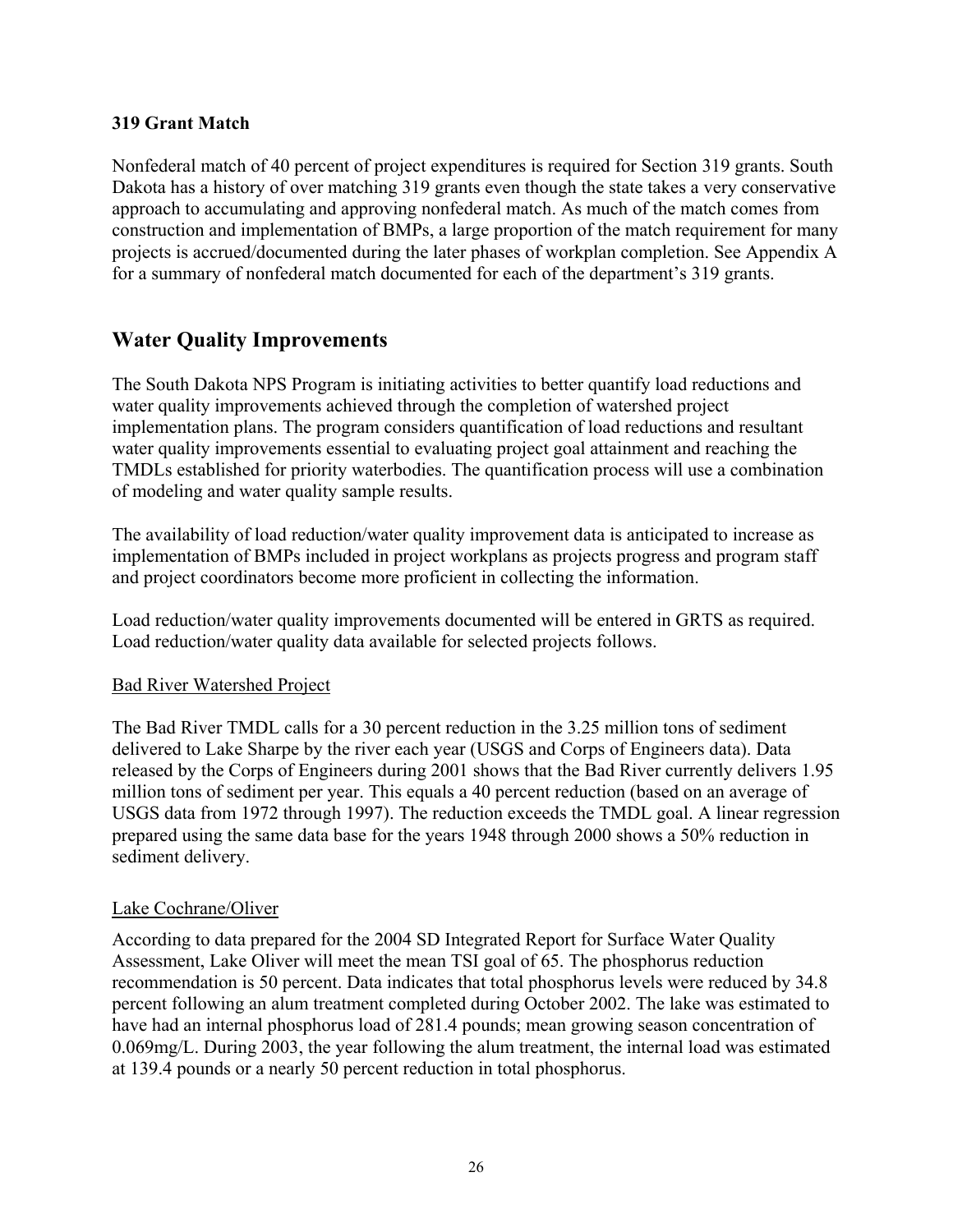### 319 Grant Match

Nonfederal match of 40 percent of project expenditures is required for Section 319 grants. South Dakota has a history of over matching 319 grants even though the state takes a very conservative approach to accumulating and approving nonfederal match. As much of the match comes from construction and implementation of BMPs, a large proportion of the match requirement for many projects is accrued/documented during the later phases of workplan completion. See Appendix A for a summary of nonfederal match documented for each of the department's 319 grants.

## Water Quality Improvements

The South Dakota NPS Program is initiating activities to better quantify load reductions and water quality improvements achieved through the completion of watershed project implementation plans. The program considers quantification of load reductions and resultant water quality improvements essential to evaluating project goal attainment and reaching the TMDLs established for priority waterbodies. The quantification process will use a combination of modeling and water quality sample results.

The availability of load reduction/water quality improvement data is anticipated to increase as implementation of BMPs included in project workplans as projects progress and program staff and project coordinators become more proficient in collecting the information.

Load reduction/water quality improvements documented will be entered in GRTS as required. Load reduction/water quality data available for selected projects follows.

Bad River Watershed Project

The Bad River TMDL calls for a 30 percent reduction in the 3.25 million tons of sediment delivered to Lake Sharpe by the river each year (USGS and Corps of Engineers data). Data released by the Corps of Engineers during 2001 shows that the Bad River currently delivers 1.95 million tons of sediment per year. This equals a 40 percent reduction (based on an average of USGS data from 1972 through 1997). The reduction exceeds the TMDL goal. A linear regression prepared using the same data base for the years 1948 through 2000 shows a 50% reduction in sediment delivery.

Lake Cochrane/Oliver

According to data prepared for the 2004 SD Integrated Report for Surface Water Quality Assessment, Lake Oliver will meet the mean TSI goal of 65. The phosphorus reduction recommendation is 50 percent. Data indicates that total phosphorus levels were reduced by 34.8 percent following an alum treatment completed during October 2002. The lake was estimated to have had an internal phosphorus load of 281.4 pounds; mean growing season concentration of 0.069mg/L. During 2003, the year following the alum treatment, the internal load was estimated at 139.4 pounds or a nearly 50 percent reduction in total phosphorus.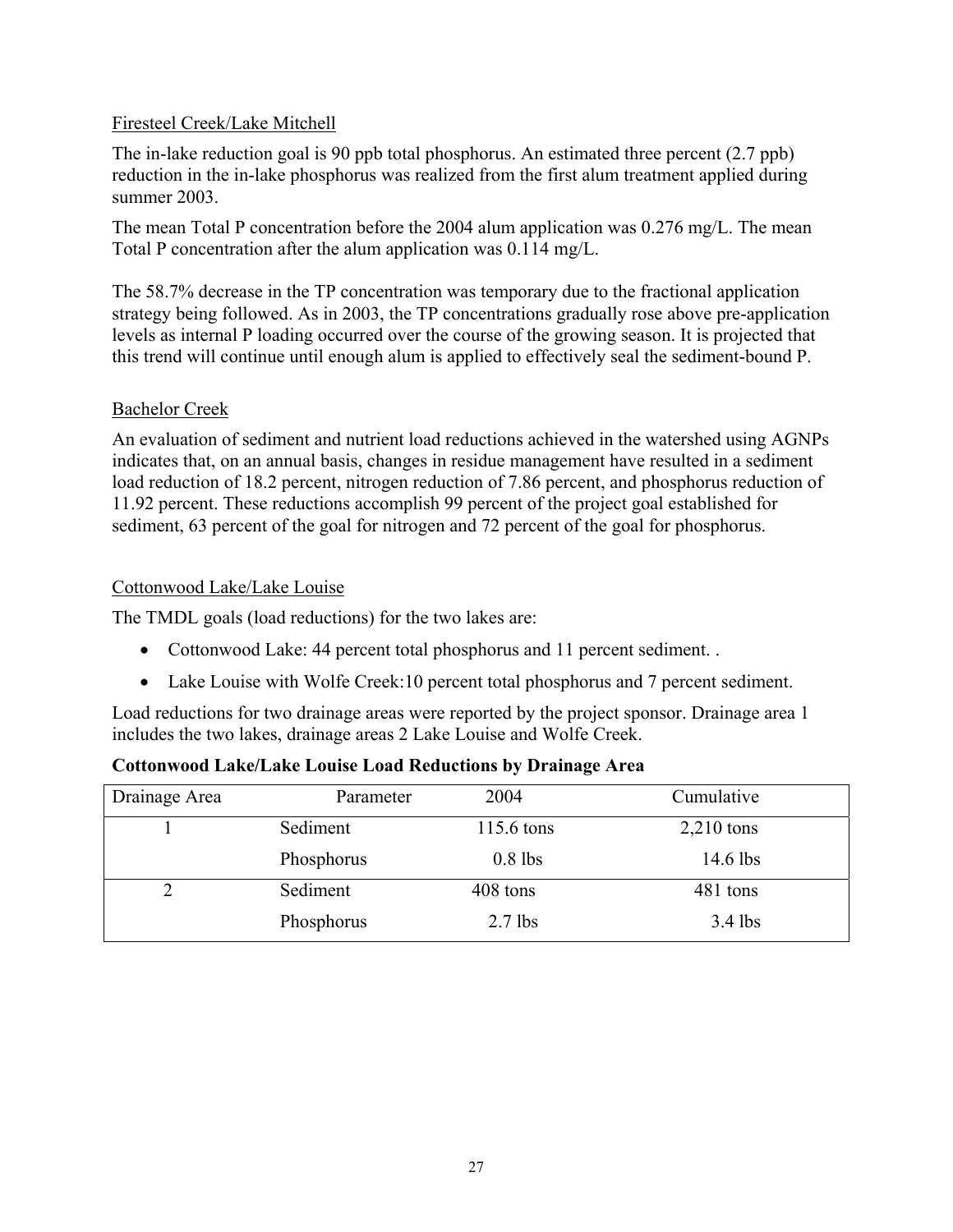Firesteel Creek/Lake Mitchell

The in-lake reduction goal is 90 ppb total phosphorus. An estimated three percent (2.7 ppb) reduction in the in-lake phosphorus was realized from the first alum treatment applied during summer 2003.

The mean Total P concentration before the 2004 alum application was 0.276 mg/L. The mean Total P concentration after the alum application was 0.114 mg/L.

The 58.7% decrease in the TP concentration was temporary due to the fractional application strategy being followed. As in 2003, the TP concentrations gradually rose above pre-application levels as internal P loading occurred over the course of the growing season. It is projected that this trend will continue until enough alum is applied to effectively seal the sediment-bound P.

Bachelor Creek

An evaluation of sediment and nutrient load reductions achieved in the watershed using AGNPs indicates that, on an annual basis, changes in residue management have resulted in a sediment load reduction of 18.2 percent, nitrogen reduction of 7.86 percent, and phosphorus reduction of 11.92 percent. These reductions accomplish 99 percent of the project goal established for sediment, 63 percent of the goal for nitrogen and 72 percent of the goal for phosphorus.

Cottonwood Lake/Lake Louise

The TMDL goals (load reductions) for the two lakes are:

- Cottonwood Lake: 44 percent total phosphorus and 11 percent sediment. .
- Lake Louise with Wolfe Creek:10 percent total phosphorus and 7 percent sediment.

Load reductions for two drainage areas were reported by the project sponsor. Drainage area 1 includes the two lakes, drainage areas 2 Lake Louise and Wolfe Creek.

**Cottonwood Lake/Lake Louise Load Reductions by Drainage Area**

| Drainage Area | Parameter | 2004 | Cumulative |
|---|---|---|---|
| 1 | Sediment | 115.6 tons | 2,210 tons |
| | Phosphorus | 0.8 lbs | 14.6 lbs |
| 2 | Sediment | 408 tons | 481 tons |
| | Phosphorus | 2.7 lbs | 3.4 lbs |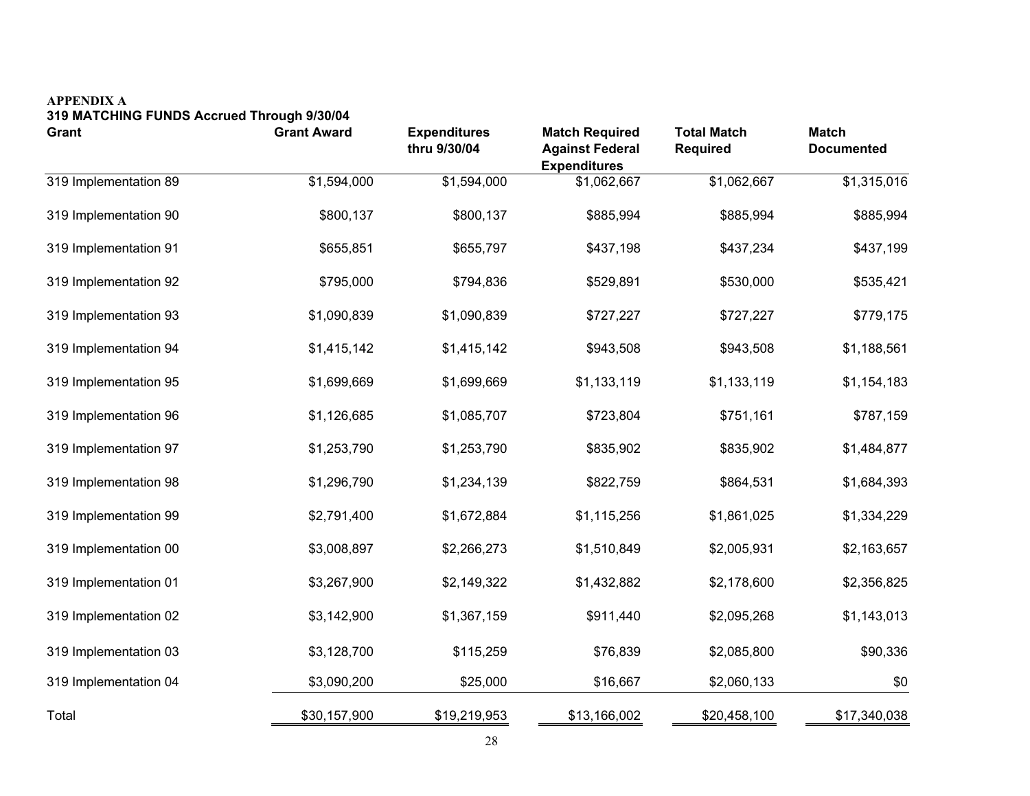**APPENDIX A**

**319 MATCHING FUNDS Accrued Through 9/30/04**

| Grant | Grant Award | Expenditures thru 9/30/04 | Match Required Against Federal Expenditures | Total Match Required | Match Documented |
|---|---|---|---|---|---|
| 319 Implementation 89 | $1,594,000 | $1,594,000 | $1,062,667 | $1,062,667 | $1,315,016 |
| 319 Implementation 90 | $800,137 | $800,137 | $885,994 | $885,994 | $885,994 |
| 319 Implementation 91 | $655,851 | $655,797 | $437,198 | $437,234 | $437,199 |
| 319 Implementation 92 | $795,000 | $794,836 | $529,891 | $530,000 | $535,421 |
| 319 Implementation 93 | $1,090,839 | $1,090,839 | $727,227 | $727,227 | $779,175 |
| 319 Implementation 94 | $1,415,142 | $1,415,142 | $943,508 | $943,508 | $1,188,561 |
| 319 Implementation 95 | $1,699,669 | $1,699,669 | $1,133,119 | $1,133,119 | $1,154,183 |
| 319 Implementation 96 | $1,126,685 | $1,085,707 | $723,804 | $751,161 | $787,159 |
| 319 Implementation 97 | $1,253,790 | $1,253,790 | $835,902 | $835,902 | $1,484,877 |
| 319 Implementation 98 | $1,296,790 | $1,234,139 | $822,759 | $864,531 | $1,684,393 |
| 319 Implementation 99 | $2,791,400 | $1,672,884 | $1,115,256 | $1,861,025 | $1,334,229 |
| 319 Implementation 00 | $3,008,897 | $2,266,273 | $1,510,849 | $2,005,931 | $2,163,657 |
| 319 Implementation 01 | $3,267,900 | $2,149,322 | $1,432,882 | $2,178,600 | $2,356,825 |
| 319 Implementation 02 | $3,142,900 | $1,367,159 | $911,440 | $2,095,268 | $1,143,013 |
| 319 Implementation 03 | $3,128,700 | $115,259 | $76,839 | $2,085,800 | $90,336 |
| 319 Implementation 04 | $3,090,200 | $25,000 | $16,667 | $2,060,133 | $0 |
| Total | $30,157,900 | $19,219,953 | $13,166,002 | $20,458,100 | $17,340,038 |